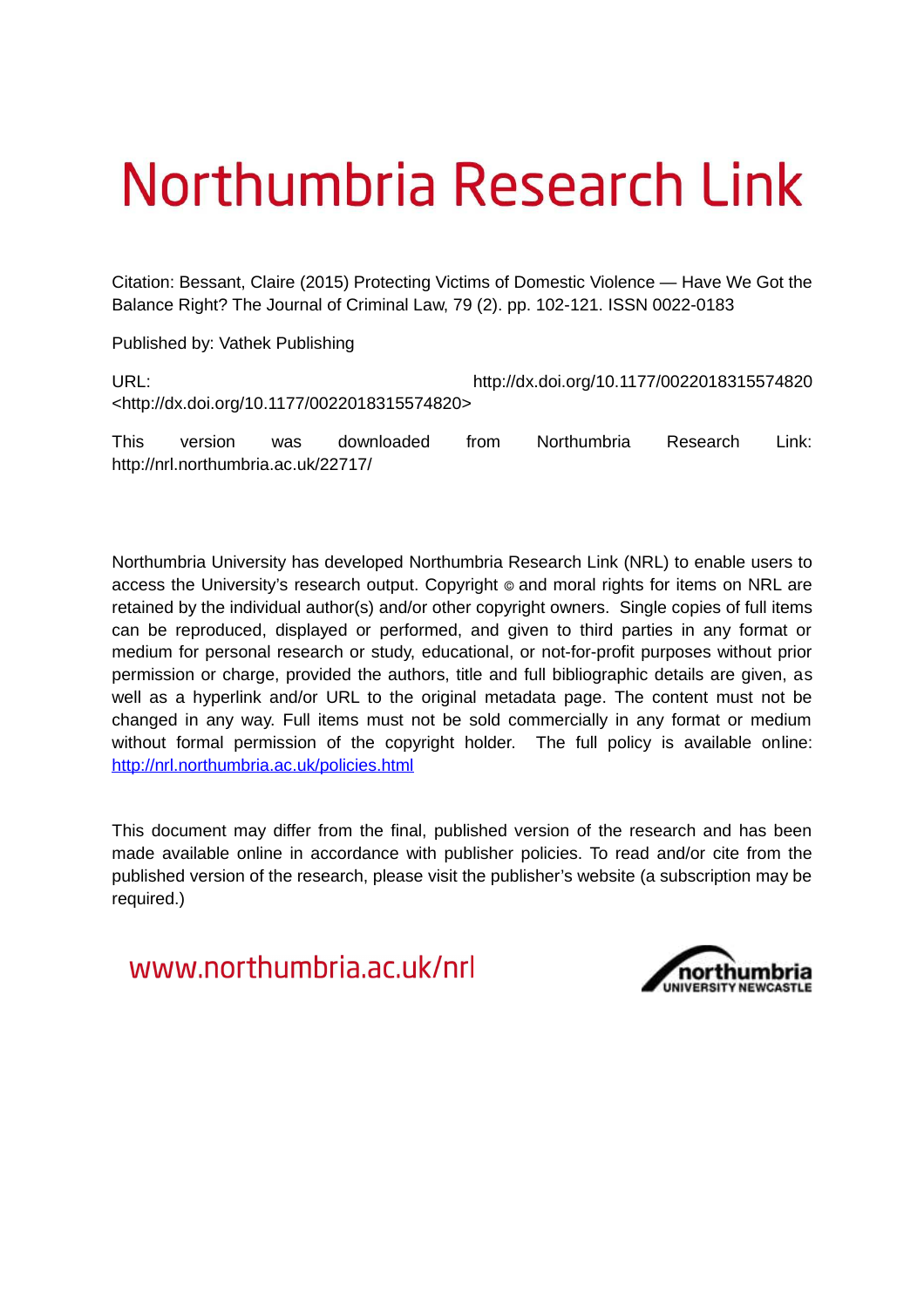# Northumbria Research Link

Citation: Bessant, Claire (2015) Protecting Victims of Domestic Violence — Have We Got the Balance Right? The Journal of Criminal Law, 79 (2). pp. 102-121. ISSN 0022-0183

Published by: Vathek Publishing

URL: http://dx.doi.org/10.1177/0022018315574820 <http://dx.doi.org/10.1177/0022018315574820>

This version was downloaded from Northumbria Research Link: http://nrl.northumbria.ac.uk/22717/

Northumbria University has developed Northumbria Research Link (NRL) to enable users to access the University's research output. Copyright © and moral rights for items on NRL are retained by the individual author(s) and/or other copyright owners. Single copies of full items can be reproduced, displayed or performed, and given to third parties in any format or medium for personal research or study, educational, or not-for-profit purposes without prior permission or charge, provided the authors, title and full bibliographic details are given, as well as a hyperlink and/or URL to the original metadata page. The content must not be changed in any way. Full items must not be sold commercially in any format or medium without formal permission of the copyright holder. The full policy is available online: http://nrl.northumbria.ac.uk/policies.html

This document may differ from the final, published version of the research and has been made available online in accordance with publisher policies. To read and/or cite from the published version of the research, please visit the publisher's website (a subscription may be required.)

www.northumbria.ac.uk/nrl

northumbria UNIVERSITY NEWCASTLE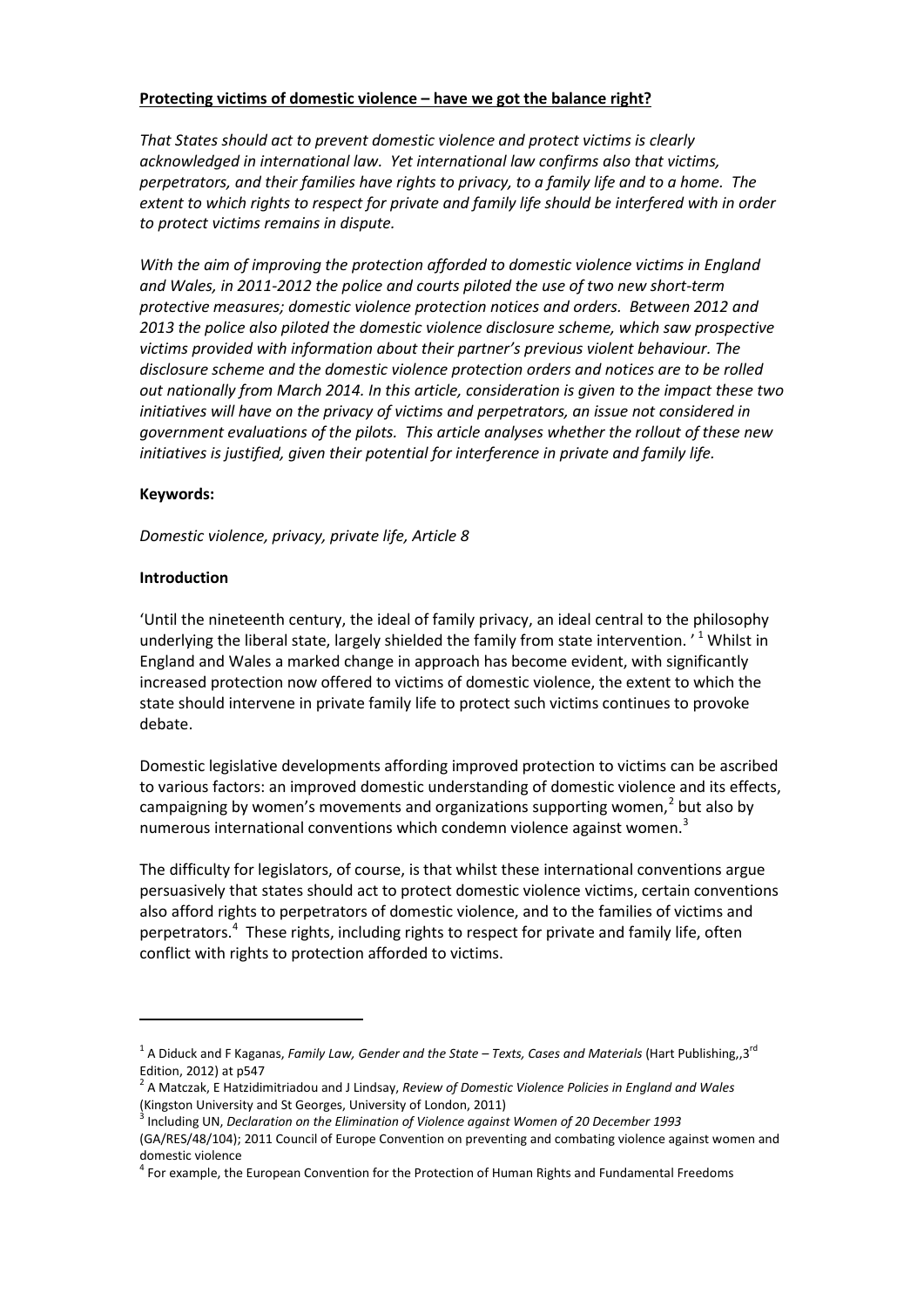**Protecting victims of domestic violence – have we got the balance right?**

*That States should act to prevent domestic violence and protect victims is clearly acknowledged in international law. Yet international law confirms also that victims, perpetrators, and their families have rights to privacy, to a family life and to a home. The extent to which rights to respect for private and family life should be interfered with in order to protect victims remains in dispute.*

*With the aim of improving the protection afforded to domestic violence victims in England and Wales, in 2011-2012 the police and courts piloted the use of two new short-term protective measures; domestic violence protection notices and orders. Between 2012 and 2013 the police also piloted the domestic violence disclosure scheme, which saw prospective victims provided with information about their partner's previous violent behaviour. The disclosure scheme and the domestic violence protection orders and notices are to be rolled out nationally from March 2014. In this article, consideration is given to the impact these two initiatives will have on the privacy of victims and perpetrators, an issue not considered in government evaluations of the pilots. This article analyses whether the rollout of these new initiatives is justified, given their potential for interference in private and family life.*

**Keywords:**

*Domestic violence, privacy, private life, Article 8*

**Introduction**

'Until the nineteenth century, the ideal of family privacy, an ideal central to the philosophy underlying the liberal state, largely shielded the family from state intervention. '[1] Whilst in England and Wales a marked change in approach has become evident, with significantly increased protection now offered to victims of domestic violence, the extent to which the state should intervene in private family life to protect such victims continues to provoke debate.

Domestic legislative developments affording improved protection to victims can be ascribed to various factors: an improved domestic understanding of domestic violence and its effects, campaigning by women's movements and organizations supporting women,[2] but also by numerous international conventions which condemn violence against women.[3]

The difficulty for legislators, of course, is that whilst these international conventions argue persuasively that states should act to protect domestic violence victims, certain conventions also afford rights to perpetrators of domestic violence, and to the families of victims and perpetrators.[4] These rights, including rights to respect for private and family life, often conflict with rights to protection afforded to victims.

---

[1] A Diduck and F Kaganas, *Family Law, Gender and the State – Texts, Cases and Materials* (Hart Publishing,,3rd Edition, 2012) at p547

[2] A Matczak, E Hatzidimitriadou and J Lindsay, *Review of Domestic Violence Policies in England and Wales* (Kingston University and St Georges, University of London, 2011)

[3] Including UN, *Declaration on the Elimination of Violence against Women of 20 December 1993* (GA/RES/48/104); 2011 Council of Europe Convention on preventing and combating violence against women and domestic violence

[4] For example, the European Convention for the Protection of Human Rights and Fundamental Freedoms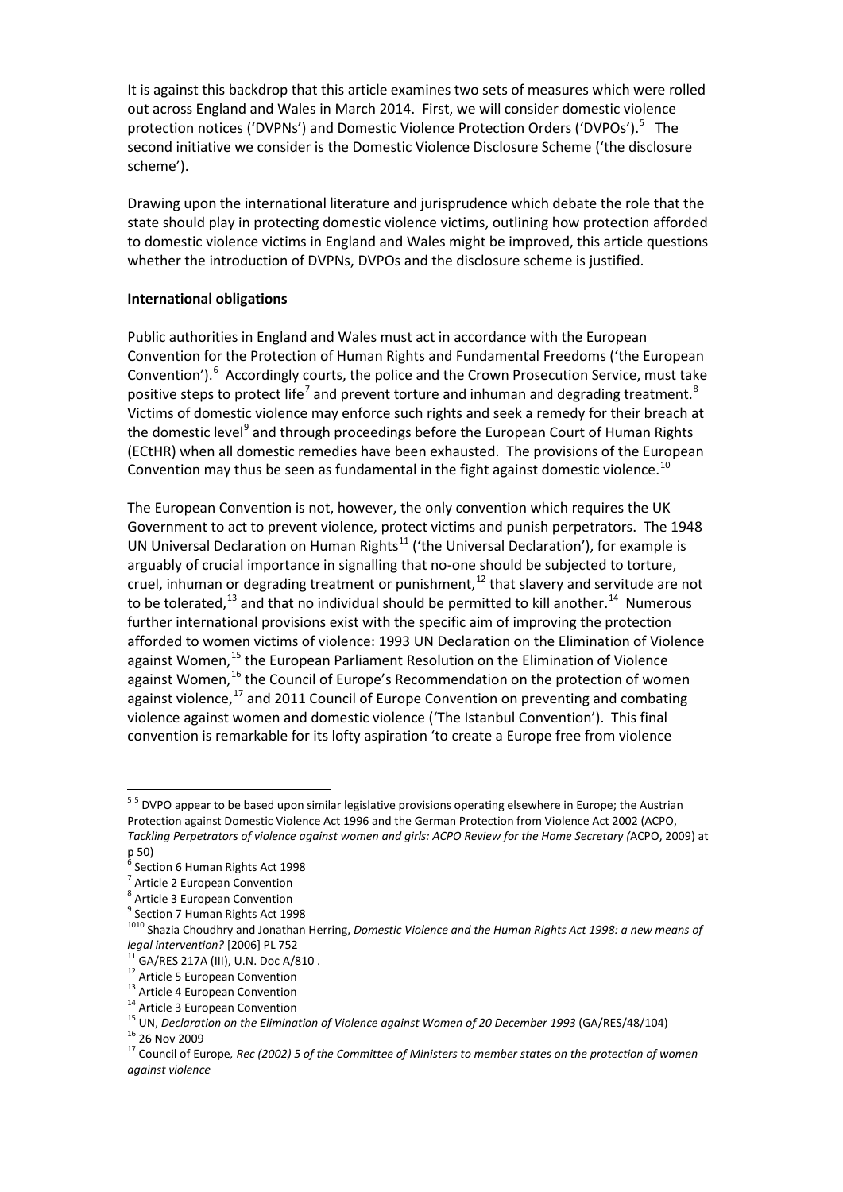It is against this backdrop that this article examines two sets of measures which were rolled out across England and Wales in March 2014. First, we will consider domestic violence protection notices ('DVPNs') and Domestic Violence Protection Orders ('DVPOs').[5] The second initiative we consider is the Domestic Violence Disclosure Scheme ('the disclosure scheme').

Drawing upon the international literature and jurisprudence which debate the role that the state should play in protecting domestic violence victims, outlining how protection afforded to domestic violence victims in England and Wales might be improved, this article questions whether the introduction of DVPNs, DVPOs and the disclosure scheme is justified.

**International obligations**

Public authorities in England and Wales must act in accordance with the European Convention for the Protection of Human Rights and Fundamental Freedoms ('the European Convention').[6] Accordingly courts, the police and the Crown Prosecution Service, must take positive steps to protect life[7] and prevent torture and inhuman and degrading treatment.[8] Victims of domestic violence may enforce such rights and seek a remedy for their breach at the domestic level[9] and through proceedings before the European Court of Human Rights (ECtHR) when all domestic remedies have been exhausted. The provisions of the European Convention may thus be seen as fundamental in the fight against domestic violence.[10]

The European Convention is not, however, the only convention which requires the UK Government to act to prevent violence, protect victims and punish perpetrators. The 1948 UN Universal Declaration on Human Rights[11] ('the Universal Declaration'), for example is arguably of crucial importance in signalling that no-one should be subjected to torture, cruel, inhuman or degrading treatment or punishment,[12] that slavery and servitude are not to be tolerated,[13] and that no individual should be permitted to kill another.[14] Numerous further international provisions exist with the specific aim of improving the protection afforded to women victims of violence: 1993 UN Declaration on the Elimination of Violence against Women,[15] the European Parliament Resolution on the Elimination of Violence against Women,[16] the Council of Europe's Recommendation on the protection of women against violence,[17] and 2011 Council of Europe Convention on preventing and combating violence against women and domestic violence ('The Istanbul Convention'). This final convention is remarkable for its lofty aspiration 'to create a Europe free from violence

---

[5] 5 DVPO appear to be based upon similar legislative provisions operating elsewhere in Europe; the Austrian Protection against Domestic Violence Act 1996 and the German Protection from Violence Act 2002 (ACPO, *Tackling Perpetrators of violence against women and girls: ACPO Review for the Home Secretary (*ACPO, 2009) at p 50)

[6] Section 6 Human Rights Act 1998

[7] Article 2 European Convention

[8] Article 3 European Convention

[9] Section 7 Human Rights Act 1998

[10] 10 Shazia Choudhry and Jonathan Herring, *Domestic Violence and the Human Rights Act 1998: a new means of legal intervention?* [2006] PL 752

[11] GA/RES 217A (III), U.N. Doc A/810 .

[12] Article 5 European Convention

[13] Article 4 European Convention

[14] Article 3 European Convention

[15] UN, *Declaration on the Elimination of Violence against Women of 20 December 1993* (GA/RES/48/104)

[16] 26 Nov 2009

[17] Council of Europe*, Rec (2002) 5 of the Committee of Ministers to member states on the protection of women against violence*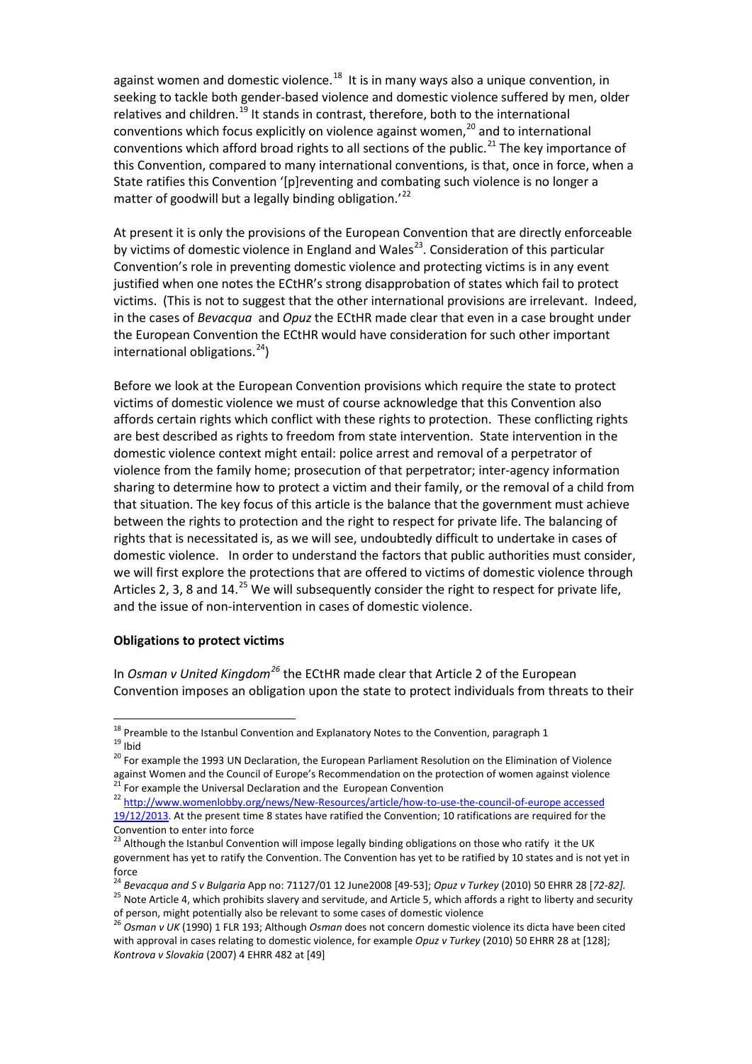against women and domestic violence.[18] It is in many ways also a unique convention, in seeking to tackle both gender-based violence and domestic violence suffered by men, older relatives and children.[19] It stands in contrast, therefore, both to the international conventions which focus explicitly on violence against women,[20] and to international conventions which afford broad rights to all sections of the public.[21] The key importance of this Convention, compared to many international conventions, is that, once in force, when a State ratifies this Convention '[p]reventing and combating such violence is no longer a matter of goodwill but a legally binding obligation.'[22]

At present it is only the provisions of the European Convention that are directly enforceable by victims of domestic violence in England and Wales[23]. Consideration of this particular Convention's role in preventing domestic violence and protecting victims is in any event justified when one notes the ECtHR's strong disapprobation of states which fail to protect victims. (This is not to suggest that the other international provisions are irrelevant. Indeed, in the cases of *Bevacqua* and *Opuz* the ECtHR made clear that even in a case brought under the European Convention the ECtHR would have consideration for such other important international obligations.[24])

Before we look at the European Convention provisions which require the state to protect victims of domestic violence we must of course acknowledge that this Convention also affords certain rights which conflict with these rights to protection. These conflicting rights are best described as rights to freedom from state intervention. State intervention in the domestic violence context might entail: police arrest and removal of a perpetrator of violence from the family home; prosecution of that perpetrator; inter-agency information sharing to determine how to protect a victim and their family, or the removal of a child from that situation. The key focus of this article is the balance that the government must achieve between the rights to protection and the right to respect for private life. The balancing of rights that is necessitated is, as we will see, undoubtedly difficult to undertake in cases of domestic violence. In order to understand the factors that public authorities must consider, we will first explore the protections that are offered to victims of domestic violence through Articles 2, 3, 8 and 14.[25] We will subsequently consider the right to respect for private life, and the issue of non-intervention in cases of domestic violence.

**Obligations to protect victims**

In *Osman v United Kingdom*[26] the ECtHR made clear that Article 2 of the European Convention imposes an obligation upon the state to protect individuals from threats to their

---

[18] Preamble to the Istanbul Convention and Explanatory Notes to the Convention, paragraph 1

[19] Ibid

[20] For example the 1993 UN Declaration, the European Parliament Resolution on the Elimination of Violence against Women and the Council of Europe's Recommendation on the protection of women against violence

[21] For example the Universal Declaration and the European Convention

[22] http://www.womenlobby.org/news/New-Resources/article/how-to-use-the-council-of-europe accessed 19/12/2013. At the present time 8 states have ratified the Convention; 10 ratifications are required for the Convention to enter into force

[23] Although the Istanbul Convention will impose legally binding obligations on those who ratify it the UK government has yet to ratify the Convention. The Convention has yet to be ratified by 10 states and is not yet in force

[24] *Bevacqua and S v Bulgaria* App no: 71127/01 12 June2008 [49-53]; *Opuz v Turkey* (2010) 50 EHRR 28 [*72-82].*

[25] Note Article 4, which prohibits slavery and servitude, and Article 5, which affords a right to liberty and security of person, might potentially also be relevant to some cases of domestic violence

[26] *Osman v UK* (1990) 1 FLR 193; Although *Osman* does not concern domestic violence its dicta have been cited with approval in cases relating to domestic violence, for example *Opuz v Turkey* (2010) 50 EHRR 28 at [128]; *Kontrova v Slovakia* (2007) 4 EHRR 482 at [49]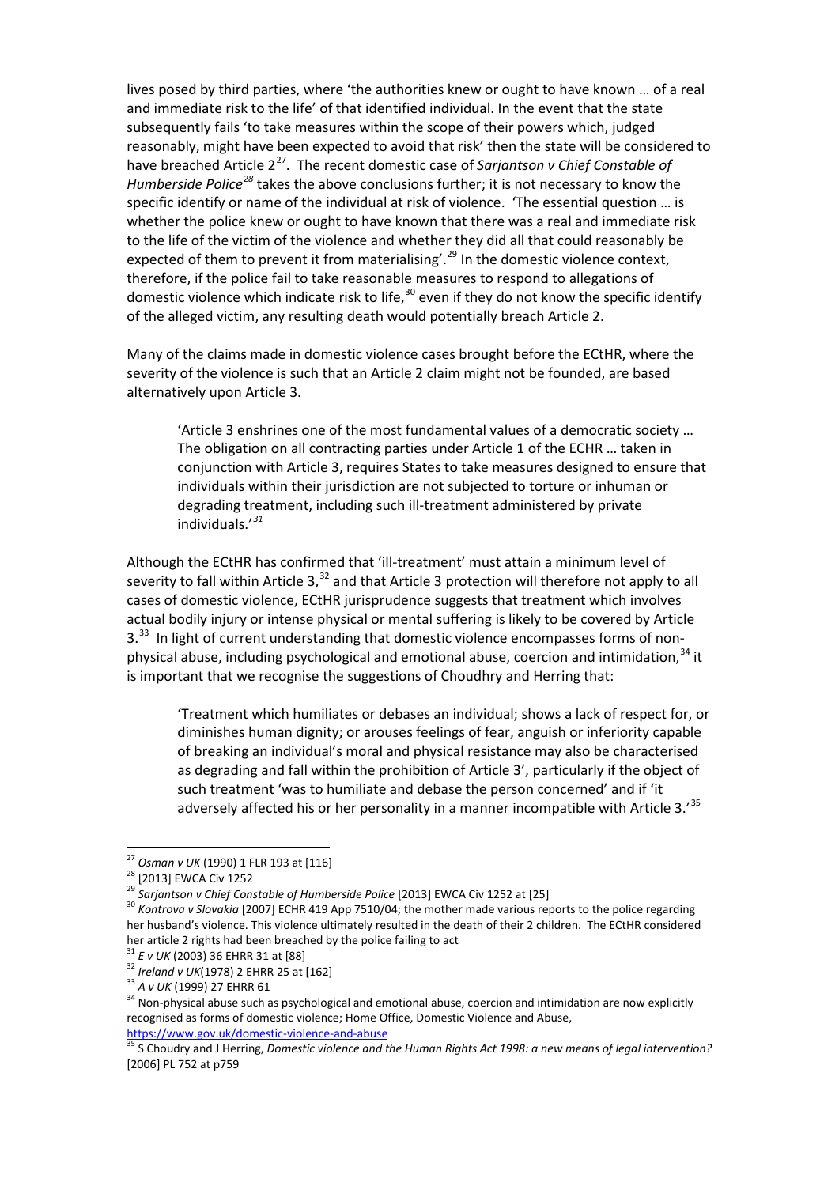lives posed by third parties, where 'the authorities knew or ought to have known … of a real and immediate risk to the life' of that identified individual. In the event that the state subsequently fails 'to take measures within the scope of their powers which, judged reasonably, might have been expected to avoid that risk' then the state will be considered to have breached Article 2[27]. The recent domestic case of *Sarjantson v Chief Constable of Humberside Police*[28] takes the above conclusions further; it is not necessary to know the specific identify or name of the individual at risk of violence. 'The essential question … is whether the police knew or ought to have known that there was a real and immediate risk to the life of the victim of the violence and whether they did all that could reasonably be expected of them to prevent it from materialising'.[29] In the domestic violence context, therefore, if the police fail to take reasonable measures to respond to allegations of domestic violence which indicate risk to life,[30] even if they do not know the specific identify of the alleged victim, any resulting death would potentially breach Article 2.

Many of the claims made in domestic violence cases brought before the ECtHR, where the severity of the violence is such that an Article 2 claim might not be founded, are based alternatively upon Article 3.

> 'Article 3 enshrines one of the most fundamental values of a democratic society … The obligation on all contracting parties under Article 1 of the ECHR … taken in conjunction with Article 3, requires States to take measures designed to ensure that individuals within their jurisdiction are not subjected to torture or inhuman or degrading treatment, including such ill-treatment administered by private individuals.'[31]

Although the ECtHR has confirmed that 'ill-treatment' must attain a minimum level of severity to fall within Article 3,[32] and that Article 3 protection will therefore not apply to all cases of domestic violence, ECtHR jurisprudence suggests that treatment which involves actual bodily injury or intense physical or mental suffering is likely to be covered by Article 3.[33] In light of current understanding that domestic violence encompasses forms of non-physical abuse, including psychological and emotional abuse, coercion and intimidation,[34] it is important that we recognise the suggestions of Choudhry and Herring that:

> 'Treatment which humiliates or debases an individual; shows a lack of respect for, or diminishes human dignity; or arouses feelings of fear, anguish or inferiority capable of breaking an individual's moral and physical resistance may also be characterised as degrading and fall within the prohibition of Article 3', particularly if the object of such treatment 'was to humiliate and debase the person concerned' and if 'it adversely affected his or her personality in a manner incompatible with Article 3.'[35]

---

[27] *Osman v UK* (1990) 1 FLR 193 at [116]

[28] [2013] EWCA Civ 1252

[29] *Sarjantson v Chief Constable of Humberside Police* [2013] EWCA Civ 1252 at [25]

[30] *Kontrova v Slovakia* [2007] ECHR 419 App 7510/04; the mother made various reports to the police regarding her husband's violence. This violence ultimately resulted in the death of their 2 children. The ECtHR considered her article 2 rights had been breached by the police failing to act

[31] *E v UK* (2003) 36 EHRR 31 at [88]

[32] *Ireland v UK*(1978) 2 EHRR 25 at [162]

[33] *A v UK* (1999) 27 EHRR 61

[34] Non-physical abuse such as psychological and emotional abuse, coercion and intimidation are now explicitly recognised as forms of domestic violence; Home Office, Domestic Violence and Abuse, https://www.gov.uk/domestic-violence-and-abuse

[35] S Choudry and J Herring, *Domestic violence and the Human Rights Act 1998: a new means of legal intervention?* [2006] PL 752 at p759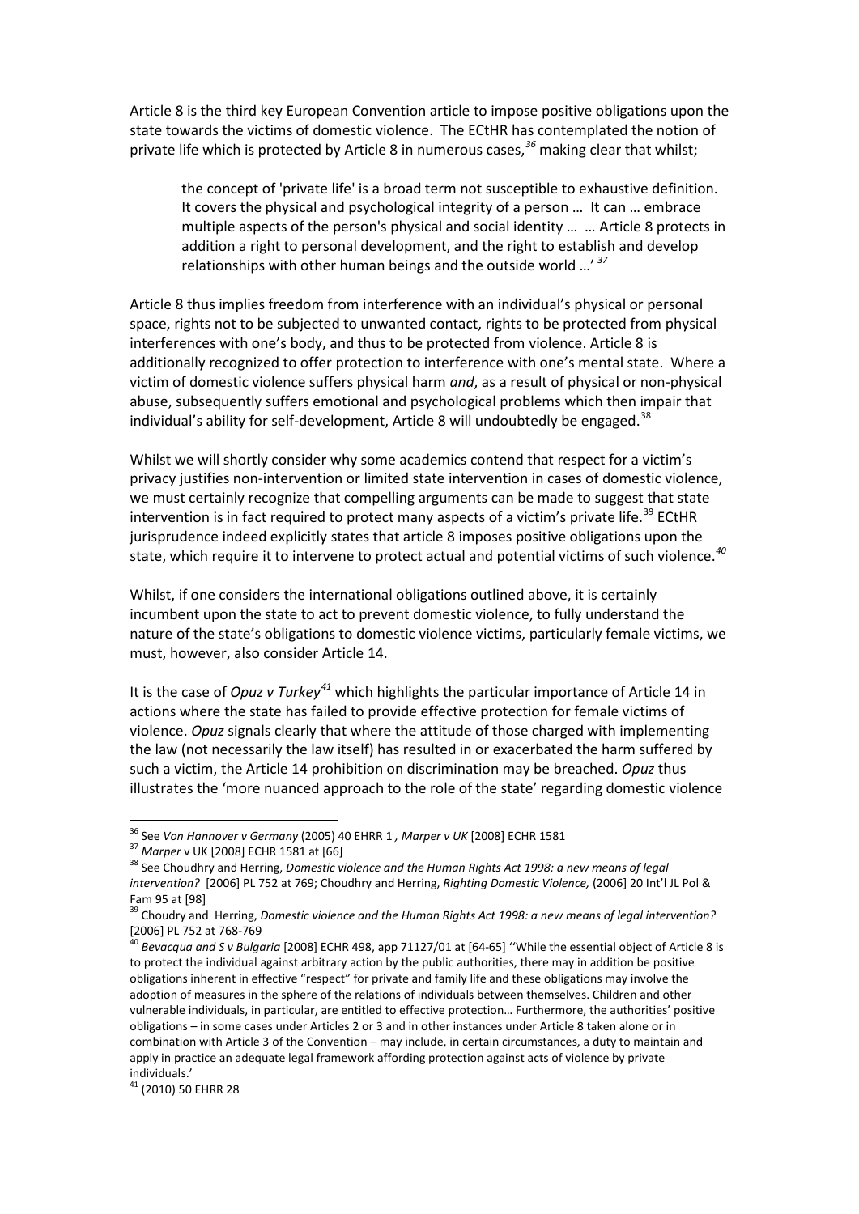Article 8 is the third key European Convention article to impose positive obligations upon the state towards the victims of domestic violence. The ECtHR has contemplated the notion of private life which is protected by Article 8 in numerous cases,[36] making clear that whilst;

> the concept of 'private life' is a broad term not susceptible to exhaustive definition. It covers the physical and psychological integrity of a person … It can … embrace multiple aspects of the person's physical and social identity … … Article 8 protects in addition a right to personal development, and the right to establish and develop relationships with other human beings and the outside world …' [37]

Article 8 thus implies freedom from interference with an individual's physical or personal space, rights not to be subjected to unwanted contact, rights to be protected from physical interferences with one's body, and thus to be protected from violence. Article 8 is additionally recognized to offer protection to interference with one's mental state. Where a victim of domestic violence suffers physical harm *and*, as a result of physical or non-physical abuse, subsequently suffers emotional and psychological problems which then impair that individual's ability for self-development, Article 8 will undoubtedly be engaged.[38]

Whilst we will shortly consider why some academics contend that respect for a victim's privacy justifies non-intervention or limited state intervention in cases of domestic violence, we must certainly recognize that compelling arguments can be made to suggest that state intervention is in fact required to protect many aspects of a victim's private life.[39] ECtHR jurisprudence indeed explicitly states that article 8 imposes positive obligations upon the state, which require it to intervene to protect actual and potential victims of such violence.[40]

Whilst, if one considers the international obligations outlined above, it is certainly incumbent upon the state to act to prevent domestic violence, to fully understand the nature of the state's obligations to domestic violence victims, particularly female victims, we must, however, also consider Article 14.

It is the case of *Opuz v Turkey*[41] which highlights the particular importance of Article 14 in actions where the state has failed to provide effective protection for female victims of violence. *Opuz* signals clearly that where the attitude of those charged with implementing the law (not necessarily the law itself) has resulted in or exacerbated the harm suffered by such a victim, the Article 14 prohibition on discrimination may be breached. *Opuz* thus illustrates the 'more nuanced approach to the role of the state' regarding domestic violence

---

[36] See *Von Hannover v Germany* (2005) 40 EHRR 1 , *Marper v UK* [2008] ECHR 1581

[37] *Marper* v UK [2008] ECHR 1581 at [66]

[38] See Choudhry and Herring, *Domestic violence and the Human Rights Act 1998: a new means of legal intervention?* [2006] PL 752 at 769; Choudhry and Herring, *Righting Domestic Violence,* (2006] 20 Int'l JL Pol & Fam 95 at [98]

[39] Choudry and Herring, *Domestic violence and the Human Rights Act 1998: a new means of legal intervention?* [2006] PL 752 at 768-769

[40] *Bevacqua and S v Bulgaria* [2008] ECHR 498, app 71127/01 at [64-65] ''While the essential object of Article 8 is to protect the individual against arbitrary action by the public authorities, there may in addition be positive obligations inherent in effective "respect" for private and family life and these obligations may involve the adoption of measures in the sphere of the relations of individuals between themselves. Children and other vulnerable individuals, in particular, are entitled to effective protection… Furthermore, the authorities' positive obligations – in some cases under Articles 2 or 3 and in other instances under Article 8 taken alone or in combination with Article 3 of the Convention – may include, in certain circumstances, a duty to maintain and apply in practice an adequate legal framework affording protection against acts of violence by private individuals.'

[41] (2010) 50 EHRR 28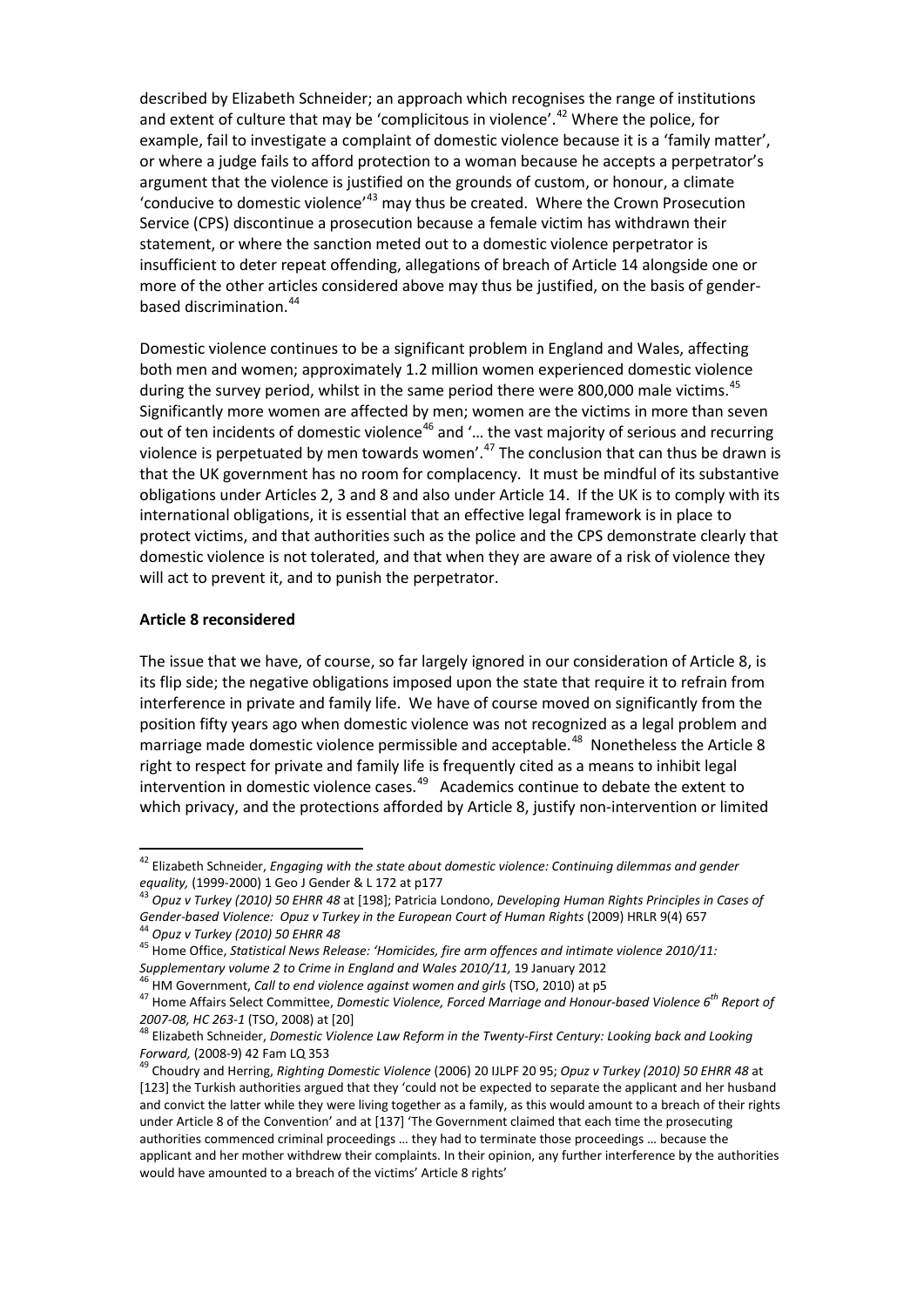described by Elizabeth Schneider; an approach which recognises the range of institutions and extent of culture that may be 'complicitous in violence'.[42] Where the police, for example, fail to investigate a complaint of domestic violence because it is a 'family matter', or where a judge fails to afford protection to a woman because he accepts a perpetrator's argument that the violence is justified on the grounds of custom, or honour, a climate 'conducive to domestic violence'[43] may thus be created. Where the Crown Prosecution Service (CPS) discontinue a prosecution because a female victim has withdrawn their statement, or where the sanction meted out to a domestic violence perpetrator is insufficient to deter repeat offending, allegations of breach of Article 14 alongside one or more of the other articles considered above may thus be justified, on the basis of gender-based discrimination.[44]

Domestic violence continues to be a significant problem in England and Wales, affecting both men and women; approximately 1.2 million women experienced domestic violence during the survey period, whilst in the same period there were 800,000 male victims.[45] Significantly more women are affected by men; women are the victims in more than seven out of ten incidents of domestic violence[46] and '… the vast majority of serious and recurring violence is perpetuated by men towards women'.[47] The conclusion that can thus be drawn is that the UK government has no room for complacency. It must be mindful of its substantive obligations under Articles 2, 3 and 8 and also under Article 14. If the UK is to comply with its international obligations, it is essential that an effective legal framework is in place to protect victims, and that authorities such as the police and the CPS demonstrate clearly that domestic violence is not tolerated, and that when they are aware of a risk of violence they will act to prevent it, and to punish the perpetrator.

**Article 8 reconsidered**

The issue that we have, of course, so far largely ignored in our consideration of Article 8, is its flip side; the negative obligations imposed upon the state that require it to refrain from interference in private and family life. We have of course moved on significantly from the position fifty years ago when domestic violence was not recognized as a legal problem and marriage made domestic violence permissible and acceptable.[48] Nonetheless the Article 8 right to respect for private and family life is frequently cited as a means to inhibit legal intervention in domestic violence cases.[49] Academics continue to debate the extent to which privacy, and the protections afforded by Article 8, justify non-intervention or limited

---

[42] Elizabeth Schneider, *Engaging with the state about domestic violence: Continuing dilemmas and gender equality,* (1999-2000) 1 Geo J Gender & L 172 at p177

[43] *Opuz v Turkey (2010) 50 EHRR 48* at [198]; Patricia Londono, *Developing Human Rights Principles in Cases of Gender-based Violence: Opuz v Turkey in the European Court of Human Rights* (2009) HRLR 9(4) 657

[44] *Opuz v Turkey (2010) 50 EHRR 48*

[45] Home Office, *Statistical News Release: 'Homicides, fire arm offences and intimate violence 2010/11: Supplementary volume 2 to Crime in England and Wales 2010/11,* 19 January 2012

[46] HM Government, *Call to end violence against women and girls* (TSO, 2010) at p5

[47] Home Affairs Select Committee, *Domestic Violence, Forced Marriage and Honour-based Violence 6th Report of 2007-08, HC 263-1* (TSO, 2008) at [20]

[48] Elizabeth Schneider, *Domestic Violence Law Reform in the Twenty-First Century: Looking back and Looking Forward,* (2008-9) 42 Fam LQ 353

[49] Choudry and Herring, *Righting Domestic Violence* (2006) 20 IJLPF 20 95; *Opuz v Turkey (2010) 50 EHRR 48* at [123] the Turkish authorities argued that they 'could not be expected to separate the applicant and her husband and convict the latter while they were living together as a family, as this would amount to a breach of their rights under Article 8 of the Convention' and at [137] 'The Government claimed that each time the prosecuting authorities commenced criminal proceedings … they had to terminate those proceedings … because the applicant and her mother withdrew their complaints. In their opinion, any further interference by the authorities would have amounted to a breach of the victims' Article 8 rights'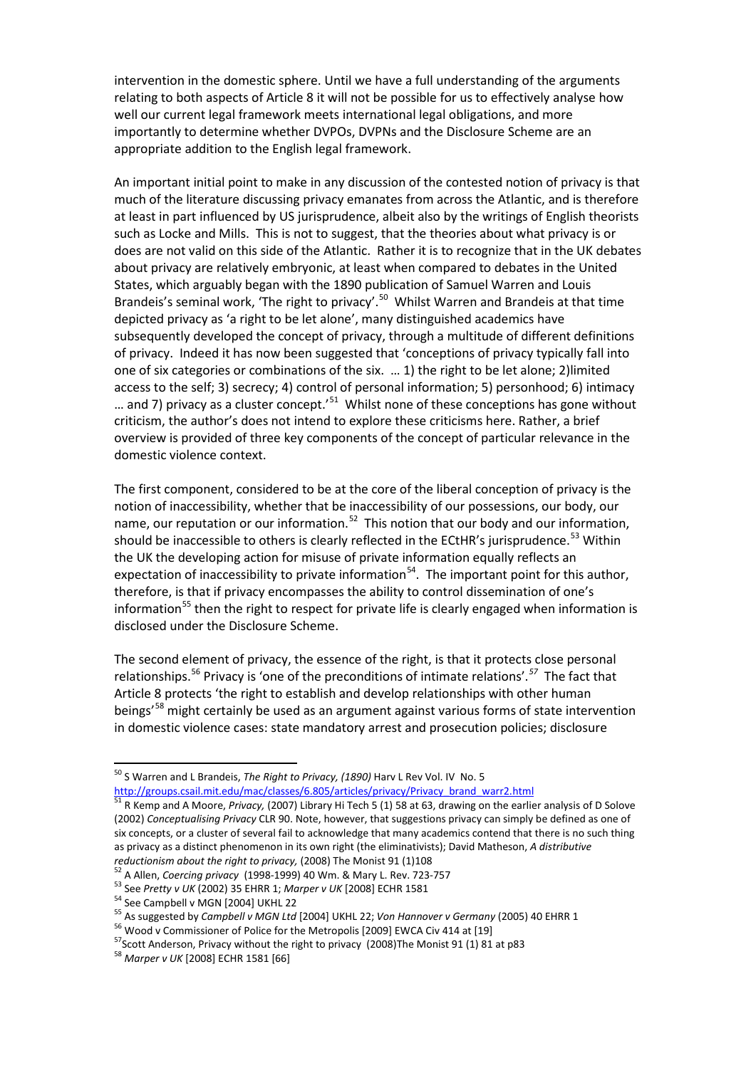intervention in the domestic sphere. Until we have a full understanding of the arguments relating to both aspects of Article 8 it will not be possible for us to effectively analyse how well our current legal framework meets international legal obligations, and more importantly to determine whether DVPOs, DVPNs and the Disclosure Scheme are an appropriate addition to the English legal framework.

An important initial point to make in any discussion of the contested notion of privacy is that much of the literature discussing privacy emanates from across the Atlantic, and is therefore at least in part influenced by US jurisprudence, albeit also by the writings of English theorists such as Locke and Mills. This is not to suggest, that the theories about what privacy is or does are not valid on this side of the Atlantic. Rather it is to recognize that in the UK debates about privacy are relatively embryonic, at least when compared to debates in the United States, which arguably began with the 1890 publication of Samuel Warren and Louis Brandeis's seminal work, 'The right to privacy'.[50] Whilst Warren and Brandeis at that time depicted privacy as 'a right to be let alone', many distinguished academics have subsequently developed the concept of privacy, through a multitude of different definitions of privacy. Indeed it has now been suggested that 'conceptions of privacy typically fall into one of six categories or combinations of the six. … 1) the right to be let alone; 2)limited access to the self; 3) secrecy; 4) control of personal information; 5) personhood; 6) intimacy … and 7) privacy as a cluster concept.'[51] Whilst none of these conceptions has gone without criticism, the author's does not intend to explore these criticisms here. Rather, a brief overview is provided of three key components of the concept of particular relevance in the domestic violence context.

The first component, considered to be at the core of the liberal conception of privacy is the notion of inaccessibility, whether that be inaccessibility of our possessions, our body, our name, our reputation or our information.[52] This notion that our body and our information, should be inaccessible to others is clearly reflected in the ECtHR's jurisprudence.[53] Within the UK the developing action for misuse of private information equally reflects an expectation of inaccessibility to private information[54]. The important point for this author, therefore, is that if privacy encompasses the ability to control dissemination of one's information[55] then the right to respect for private life is clearly engaged when information is disclosed under the Disclosure Scheme.

The second element of privacy, the essence of the right, is that it protects close personal relationships.[56] Privacy is 'one of the preconditions of intimate relations'.[57] The fact that Article 8 protects 'the right to establish and develop relationships with other human beings'[58] might certainly be used as an argument against various forms of state intervention in domestic violence cases: state mandatory arrest and prosecution policies; disclosure

---

[50] S Warren and L Brandeis, *The Right to Privacy, (1890)* Harv L Rev Vol. IV No. 5 http://groups.csail.mit.edu/mac/classes/6.805/articles/privacy/Privacy_brand_warr2.html

[51] R Kemp and A Moore, *Privacy,* (2007) Library Hi Tech 5 (1) 58 at 63, drawing on the earlier analysis of D Solove (2002) *Conceptualising Privacy* CLR 90. Note, however, that suggestions privacy can simply be defined as one of six concepts, or a cluster of several fail to acknowledge that many academics contend that there is no such thing as privacy as a distinct phenomenon in its own right (the eliminativists); David Matheson, *A distributive reductionism about the right to privacy,* (2008) The Monist 91 (1)108

[52] A Allen, *Coercing privacy* (1998-1999) 40 Wm. & Mary L. Rev. 723-757

[53] See *Pretty v UK* (2002) 35 EHRR 1; *Marper v UK* [2008] ECHR 1581

[54] See Campbell v MGN [2004] UKHL 22

[55] As suggested by *Campbell v MGN Ltd* [2004] UKHL 22; *Von Hannover v Germany* (2005) 40 EHRR 1

[56] Wood v Commissioner of Police for the Metropolis [2009] EWCA Civ 414 at [19]

[57] Scott Anderson, Privacy without the right to privacy (2008)The Monist 91 (1) 81 at p83

[58] *Marper v UK* [2008] ECHR 1581 [66]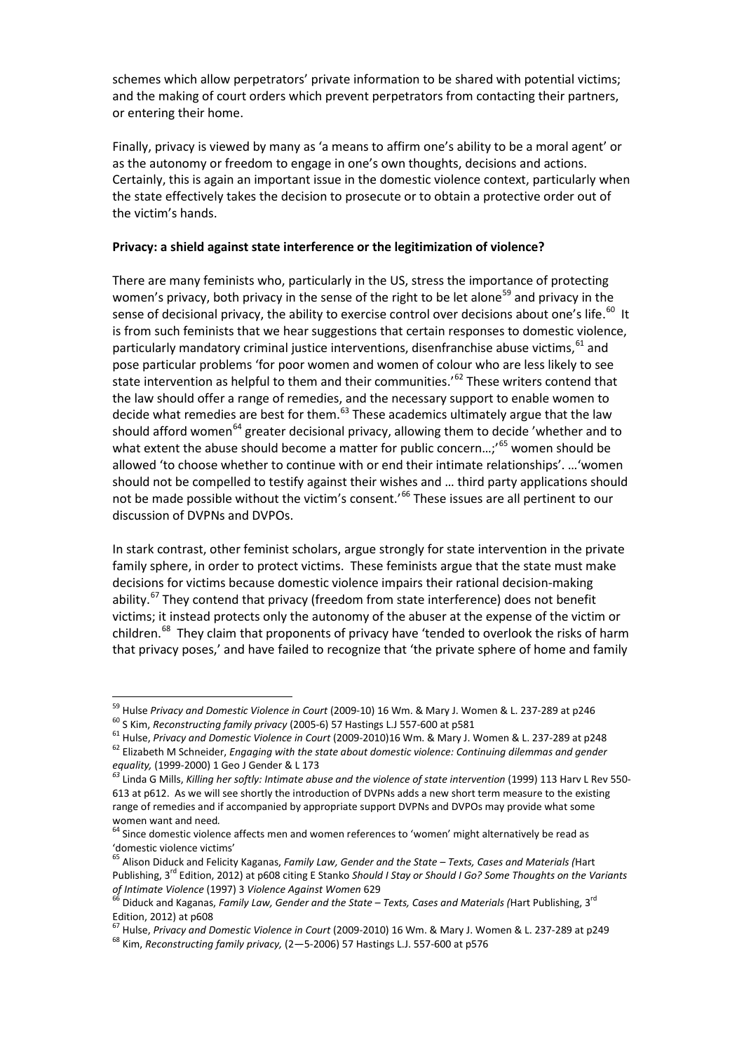schemes which allow perpetrators' private information to be shared with potential victims; and the making of court orders which prevent perpetrators from contacting their partners, or entering their home.

Finally, privacy is viewed by many as 'a means to affirm one's ability to be a moral agent' or as the autonomy or freedom to engage in one's own thoughts, decisions and actions. Certainly, this is again an important issue in the domestic violence context, particularly when the state effectively takes the decision to prosecute or to obtain a protective order out of the victim's hands.

**Privacy: a shield against state interference or the legitimization of violence?**

There are many feminists who, particularly in the US, stress the importance of protecting women's privacy, both privacy in the sense of the right to be let alone[59] and privacy in the sense of decisional privacy, the ability to exercise control over decisions about one's life.[60] It is from such feminists that we hear suggestions that certain responses to domestic violence, particularly mandatory criminal justice interventions, disenfranchise abuse victims,[61] and pose particular problems 'for poor women and women of colour who are less likely to see state intervention as helpful to them and their communities.'[62] These writers contend that the law should offer a range of remedies, and the necessary support to enable women to decide what remedies are best for them.[63] These academics ultimately argue that the law should afford women[64] greater decisional privacy, allowing them to decide 'whether and to what extent the abuse should become a matter for public concern…;'[65] women should be allowed 'to choose whether to continue with or end their intimate relationships'. …'women should not be compelled to testify against their wishes and … third party applications should not be made possible without the victim's consent.'[66] These issues are all pertinent to our discussion of DVPNs and DVPOs.

In stark contrast, other feminist scholars, argue strongly for state intervention in the private family sphere, in order to protect victims. These feminists argue that the state must make decisions for victims because domestic violence impairs their rational decision-making ability.[67] They contend that privacy (freedom from state interference) does not benefit victims; it instead protects only the autonomy of the abuser at the expense of the victim or children.[68] They claim that proponents of privacy have 'tended to overlook the risks of harm that privacy poses,' and have failed to recognize that 'the private sphere of home and family

---

[59] Hulse *Privacy and Domestic Violence in Court* (2009-10) 16 Wm. & Mary J. Women & L. 237-289 at p246

[60] S Kim, *Reconstructing family privacy* (2005-6) 57 Hastings L.J 557-600 at p581

[61] Hulse, *Privacy and Domestic Violence in Court* (2009-2010)16 Wm. & Mary J. Women & L. 237-289 at p248

[62] Elizabeth M Schneider, *Engaging with the state about domestic violence: Continuing dilemmas and gender equality,* (1999-2000) 1 Geo J Gender & L 173

[63] Linda G Mills, *Killing her softly: Intimate abuse and the violence of state intervention* (1999) 113 Harv L Rev 550-613 at p612. As we will see shortly the introduction of DVPNs adds a new short term measure to the existing range of remedies and if accompanied by appropriate support DVPNs and DVPOs may provide what some women want and need.

[64] Since domestic violence affects men and women references to 'women' might alternatively be read as 'domestic violence victims'

[65] Alison Diduck and Felicity Kaganas, *Family Law, Gender and the State – Texts, Cases and Materials (*Hart Publishing, 3rd Edition, 2012) at p608 citing E Stanko *Should I Stay or Should I Go? Some Thoughts on the Variants of Intimate Violence* (1997) 3 *Violence Against Women* 629

[66] Diduck and Kaganas, *Family Law, Gender and the State – Texts, Cases and Materials (*Hart Publishing, 3rd Edition, 2012) at p608

[67] Hulse, *Privacy and Domestic Violence in Court* (2009-2010) 16 Wm. & Mary J. Women & L. 237-289 at p249

[68] Kim, *Reconstructing family privacy,* (2—5-2006) 57 Hastings L.J. 557-600 at p576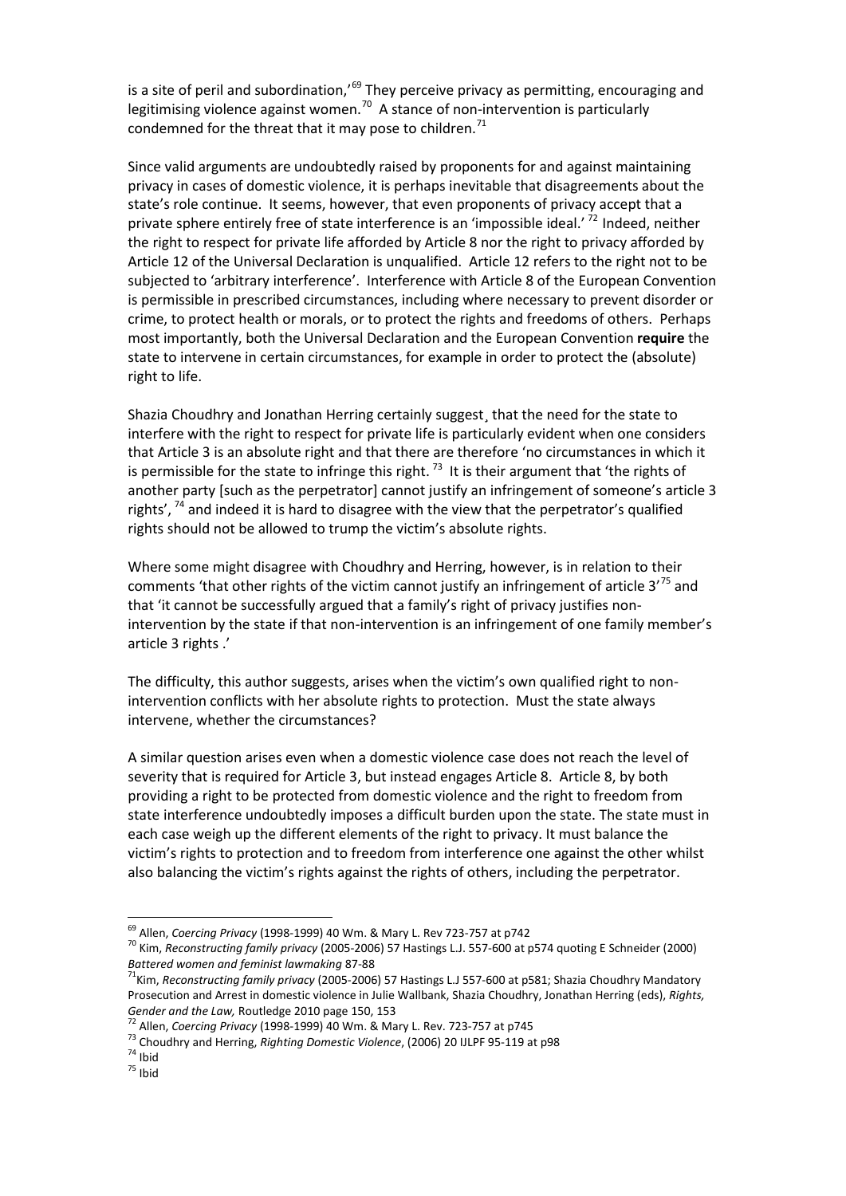is a site of peril and subordination,'[69] They perceive privacy as permitting, encouraging and legitimising violence against women.[70] A stance of non-intervention is particularly condemned for the threat that it may pose to children.[71]

Since valid arguments are undoubtedly raised by proponents for and against maintaining privacy in cases of domestic violence, it is perhaps inevitable that disagreements about the state's role continue. It seems, however, that even proponents of privacy accept that a private sphere entirely free of state interference is an 'impossible ideal.'[72] Indeed, neither the right to respect for private life afforded by Article 8 nor the right to privacy afforded by Article 12 of the Universal Declaration is unqualified. Article 12 refers to the right not to be subjected to 'arbitrary interference'. Interference with Article 8 of the European Convention is permissible in prescribed circumstances, including where necessary to prevent disorder or crime, to protect health or morals, or to protect the rights and freedoms of others. Perhaps most importantly, both the Universal Declaration and the European Convention **require** the state to intervene in certain circumstances, for example in order to protect the (absolute) right to life.

Shazia Choudhry and Jonathan Herring certainly suggest¸ that the need for the state to interfere with the right to respect for private life is particularly evident when one considers that Article 3 is an absolute right and that there are therefore 'no circumstances in which it is permissible for the state to infringe this right.[73] It is their argument that 'the rights of another party [such as the perpetrator] cannot justify an infringement of someone's article 3 rights',[74] and indeed it is hard to disagree with the view that the perpetrator's qualified rights should not be allowed to trump the victim's absolute rights.

Where some might disagree with Choudhry and Herring, however, is in relation to their comments 'that other rights of the victim cannot justify an infringement of article 3'[75] and that 'it cannot be successfully argued that a family's right of privacy justifies non-intervention by the state if that non-intervention is an infringement of one family member's article 3 rights .'

The difficulty, this author suggests, arises when the victim's own qualified right to non-intervention conflicts with her absolute rights to protection. Must the state always intervene, whether the circumstances?

A similar question arises even when a domestic violence case does not reach the level of severity that is required for Article 3, but instead engages Article 8. Article 8, by both providing a right to be protected from domestic violence and the right to freedom from state interference undoubtedly imposes a difficult burden upon the state. The state must in each case weigh up the different elements of the right to privacy. It must balance the victim's rights to protection and to freedom from interference one against the other whilst also balancing the victim's rights against the rights of others, including the perpetrator.

---

[69] Allen, *Coercing Privacy* (1998-1999) 40 Wm. & Mary L. Rev 723-757 at p742

[70] Kim, *Reconstructing family privacy* (2005-2006) 57 Hastings L.J. 557-600 at p574 quoting E Schneider (2000) *Battered women and feminist lawmaking* 87-88

[71] Kim, *Reconstructing family privacy* (2005-2006) 57 Hastings L.J 557-600 at p581; Shazia Choudhry Mandatory Prosecution and Arrest in domestic violence in Julie Wallbank, Shazia Choudhry, Jonathan Herring (eds), *Rights, Gender and the Law,* Routledge 2010 page 150, 153

[72] Allen, *Coercing Privacy* (1998-1999) 40 Wm. & Mary L. Rev. 723-757 at p745

[73] Choudhry and Herring, *Righting Domestic Violence*, (2006) 20 IJLPF 95-119 at p98

[74] Ibid

[75] Ibid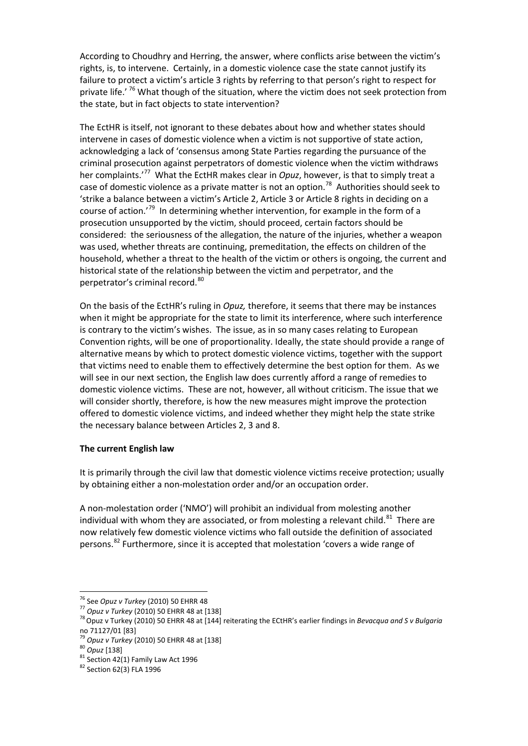According to Choudhry and Herring, the answer, where conflicts arise between the victim's rights, is, to intervene. Certainly, in a domestic violence case the state cannot justify its failure to protect a victim's article 3 rights by referring to that person's right to respect for private life.' [76] What though of the situation, where the victim does not seek protection from the state, but in fact objects to state intervention?

The EctHR is itself, not ignorant to these debates about how and whether states should intervene in cases of domestic violence when a victim is not supportive of state action, acknowledging a lack of 'consensus among State Parties regarding the pursuance of the criminal prosecution against perpetrators of domestic violence when the victim withdraws her complaints.'[77] What the EctHR makes clear in *Opuz*, however, is that to simply treat a case of domestic violence as a private matter is not an option.[78] Authorities should seek to 'strike a balance between a victim's Article 2, Article 3 or Article 8 rights in deciding on a course of action.'[79] In determining whether intervention, for example in the form of a prosecution unsupported by the victim, should proceed, certain factors should be considered: the seriousness of the allegation, the nature of the injuries, whether a weapon was used, whether threats are continuing, premeditation, the effects on children of the household, whether a threat to the health of the victim or others is ongoing, the current and historical state of the relationship between the victim and perpetrator, and the perpetrator's criminal record.[80]

On the basis of the EctHR's ruling in *Opuz,* therefore, it seems that there may be instances when it might be appropriate for the state to limit its interference, where such interference is contrary to the victim's wishes. The issue, as in so many cases relating to European Convention rights, will be one of proportionality. Ideally, the state should provide a range of alternative means by which to protect domestic violence victims, together with the support that victims need to enable them to effectively determine the best option for them. As we will see in our next section, the English law does currently afford a range of remedies to domestic violence victims. These are not, however, all without criticism. The issue that we will consider shortly, therefore, is how the new measures might improve the protection offered to domestic violence victims, and indeed whether they might help the state strike the necessary balance between Articles 2, 3 and 8.

**The current English law**

It is primarily through the civil law that domestic violence victims receive protection; usually by obtaining either a non-molestation order and/or an occupation order.

A non-molestation order ('NMO') will prohibit an individual from molesting another individual with whom they are associated, or from molesting a relevant child.[81] There are now relatively few domestic violence victims who fall outside the definition of associated persons.[82] Furthermore, since it is accepted that molestation 'covers a wide range of

---

[76] See *Opuz v Turkey* (2010) 50 EHRR 48

[77] *Opuz v Turkey* (2010) 50 EHRR 48 at [138]

[78] Opuz v Turkey (2010) 50 EHRR 48 at [144] reiterating the ECtHR's earlier findings in *Bevacqua and S v Bulgaria* no 71127/01 [83]

[79] *Opuz v Turkey* (2010) 50 EHRR 48 at [138]

[80] *Opuz* [138]

[81] Section 42(1) Family Law Act 1996

[82] Section 62(3) FLA 1996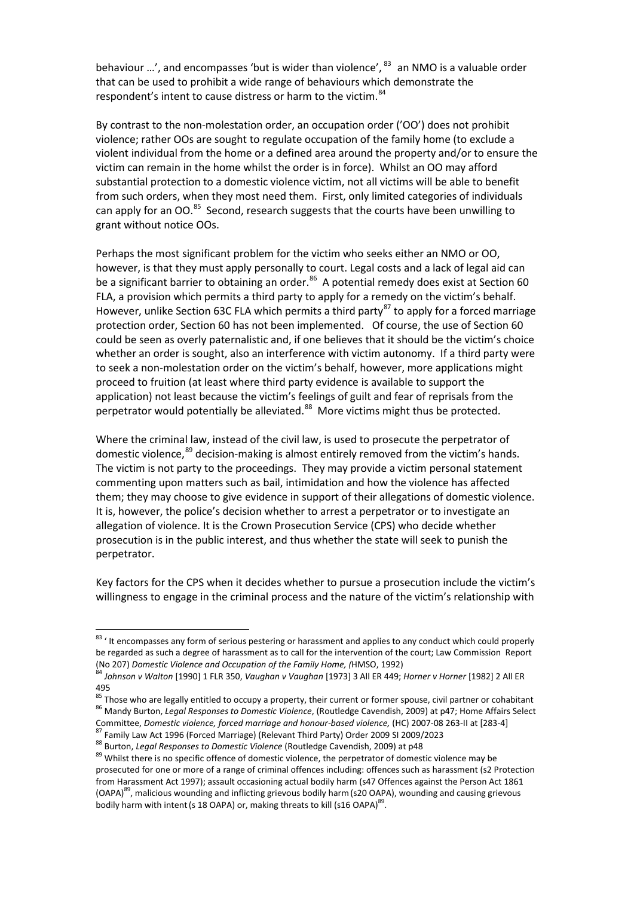behaviour …', and encompasses 'but is wider than violence', [83] an NMO is a valuable order that can be used to prohibit a wide range of behaviours which demonstrate the respondent's intent to cause distress or harm to the victim.[84]

By contrast to the non-molestation order, an occupation order ('OO') does not prohibit violence; rather OOs are sought to regulate occupation of the family home (to exclude a violent individual from the home or a defined area around the property and/or to ensure the victim can remain in the home whilst the order is in force). Whilst an OO may afford substantial protection to a domestic violence victim, not all victims will be able to benefit from such orders, when they most need them. First, only limited categories of individuals can apply for an OO.[85] Second, research suggests that the courts have been unwilling to grant without notice OOs.

Perhaps the most significant problem for the victim who seeks either an NMO or OO, however, is that they must apply personally to court. Legal costs and a lack of legal aid can be a significant barrier to obtaining an order.[86] A potential remedy does exist at Section 60 FLA, a provision which permits a third party to apply for a remedy on the victim's behalf. However, unlike Section 63C FLA which permits a third party[87] to apply for a forced marriage protection order, Section 60 has not been implemented. Of course, the use of Section 60 could be seen as overly paternalistic and, if one believes that it should be the victim's choice whether an order is sought, also an interference with victim autonomy. If a third party were to seek a non-molestation order on the victim's behalf, however, more applications might proceed to fruition (at least where third party evidence is available to support the application) not least because the victim's feelings of guilt and fear of reprisals from the perpetrator would potentially be alleviated.[88] More victims might thus be protected.

Where the criminal law, instead of the civil law, is used to prosecute the perpetrator of domestic violence,[89] decision-making is almost entirely removed from the victim's hands. The victim is not party to the proceedings. They may provide a victim personal statement commenting upon matters such as bail, intimidation and how the violence has affected them; they may choose to give evidence in support of their allegations of domestic violence. It is, however, the police's decision whether to arrest a perpetrator or to investigate an allegation of violence. It is the Crown Prosecution Service (CPS) who decide whether prosecution is in the public interest, and thus whether the state will seek to punish the perpetrator.

Key factors for the CPS when it decides whether to pursue a prosecution include the victim's willingness to engage in the criminal process and the nature of the victim's relationship with

---

[83] ' It encompasses any form of serious pestering or harassment and applies to any conduct which could properly be regarded as such a degree of harassment as to call for the intervention of the court; Law Commission Report (No 207) *Domestic Violence and Occupation of the Family Home, (*HMSO, 1992)

[84] *Johnson v Walton* [1990] 1 FLR 350, *Vaughan v Vaughan* [1973] 3 All ER 449; *Horner v Horner* [1982] 2 All ER 495

[85] Those who are legally entitled to occupy a property, their current or former spouse, civil partner or cohabitant

[86] Mandy Burton, *Legal Responses to Domestic Violence*, (Routledge Cavendish, 2009) at p47; Home Affairs Select Committee, *Domestic violence, forced marriage and honour-based violence,* (HC) 2007-08 263-II at [283-4]

[87] Family Law Act 1996 (Forced Marriage) (Relevant Third Party) Order 2009 SI 2009/2023

[88] Burton, *Legal Responses to Domestic Violence* (Routledge Cavendish, 2009) at p48

[89] Whilst there is no specific offence of domestic violence, the perpetrator of domestic violence may be prosecuted for one or more of a range of criminal offences including: offences such as harassment (s2 Protection from Harassment Act 1997); assault occasioning actual bodily harm (s47 Offences against the Person Act 1861 (OAPA)[89], malicious wounding and inflicting grievous bodily harm (s20 OAPA), wounding and causing grievous bodily harm with intent (s 18 OAPA) or, making threats to kill (s16 OAPA)[89].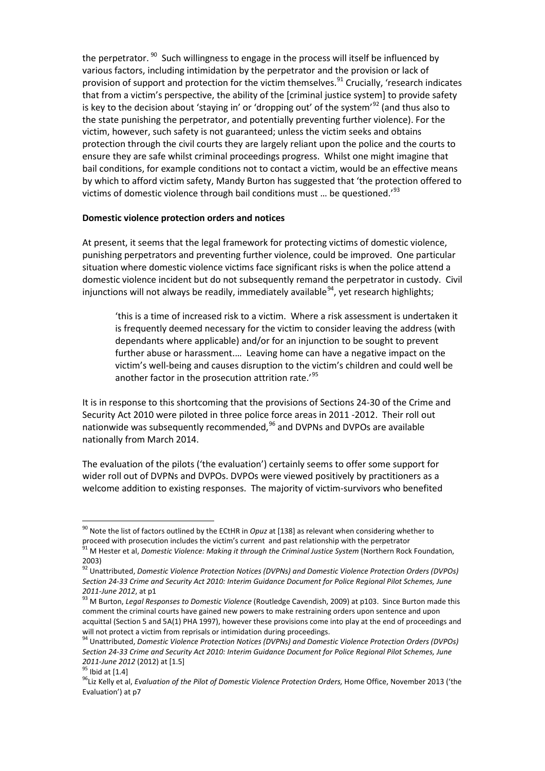the perpetrator. [90] Such willingness to engage in the process will itself be influenced by various factors, including intimidation by the perpetrator and the provision or lack of provision of support and protection for the victim themselves.[91] Crucially, 'research indicates that from a victim's perspective, the ability of the [criminal justice system] to provide safety is key to the decision about 'staying in' or 'dropping out' of the system'[92] (and thus also to the state punishing the perpetrator, and potentially preventing further violence). For the victim, however, such safety is not guaranteed; unless the victim seeks and obtains protection through the civil courts they are largely reliant upon the police and the courts to ensure they are safe whilst criminal proceedings progress. Whilst one might imagine that bail conditions, for example conditions not to contact a victim, would be an effective means by which to afford victim safety, Mandy Burton has suggested that 'the protection offered to victims of domestic violence through bail conditions must … be questioned.'[93]

**Domestic violence protection orders and notices**

At present, it seems that the legal framework for protecting victims of domestic violence, punishing perpetrators and preventing further violence, could be improved. One particular situation where domestic violence victims face significant risks is when the police attend a domestic violence incident but do not subsequently remand the perpetrator in custody. Civil injunctions will not always be readily, immediately available[94], yet research highlights;

> 'this is a time of increased risk to a victim. Where a risk assessment is undertaken it is frequently deemed necessary for the victim to consider leaving the address (with dependants where applicable) and/or for an injunction to be sought to prevent further abuse or harassment.… Leaving home can have a negative impact on the victim's well-being and causes disruption to the victim's children and could well be another factor in the prosecution attrition rate.'[95]

It is in response to this shortcoming that the provisions of Sections 24-30 of the Crime and Security Act 2010 were piloted in three police force areas in 2011 -2012. Their roll out nationwide was subsequently recommended,[96] and DVPNs and DVPOs are available nationally from March 2014.

The evaluation of the pilots ('the evaluation') certainly seems to offer some support for wider roll out of DVPNs and DVPOs. DVPOs were viewed positively by practitioners as a welcome addition to existing responses. The majority of victim-survivors who benefited

---

[90] Note the list of factors outlined by the ECtHR in *Opuz* at [138] as relevant when considering whether to proceed with prosecution includes the victim's current and past relationship with the perpetrator

[91] M Hester et al, *Domestic Violence: Making it through the Criminal Justice System* (Northern Rock Foundation, 2003)

[92] Unattributed, *Domestic Violence Protection Notices (DVPNs) and Domestic Violence Protection Orders (DVPOs) Section 24-33 Crime and Security Act 2010: Interim Guidance Document for Police Regional Pilot Schemes, June 2011-June 2012*, at p1

[93] M Burton, *Legal Responses to Domestic Violence* (Routledge Cavendish, 2009) at p103. Since Burton made this comment the criminal courts have gained new powers to make restraining orders upon sentence and upon acquittal (Section 5 and 5A(1) PHA 1997), however these provisions come into play at the end of proceedings and will not protect a victim from reprisals or intimidation during proceedings.

[94] Unattributed, *Domestic Violence Protection Notices (DVPNs) and Domestic Violence Protection Orders (DVPOs) Section 24-33 Crime and Security Act 2010: Interim Guidance Document for Police Regional Pilot Schemes, June 2011-June 2012* (2012) at [1.5]

[95] Ibid at [1.4]

[96] Liz Kelly et al, *Evaluation of the Pilot of Domestic Violence Protection Orders,* Home Office, November 2013 ('the Evaluation') at p7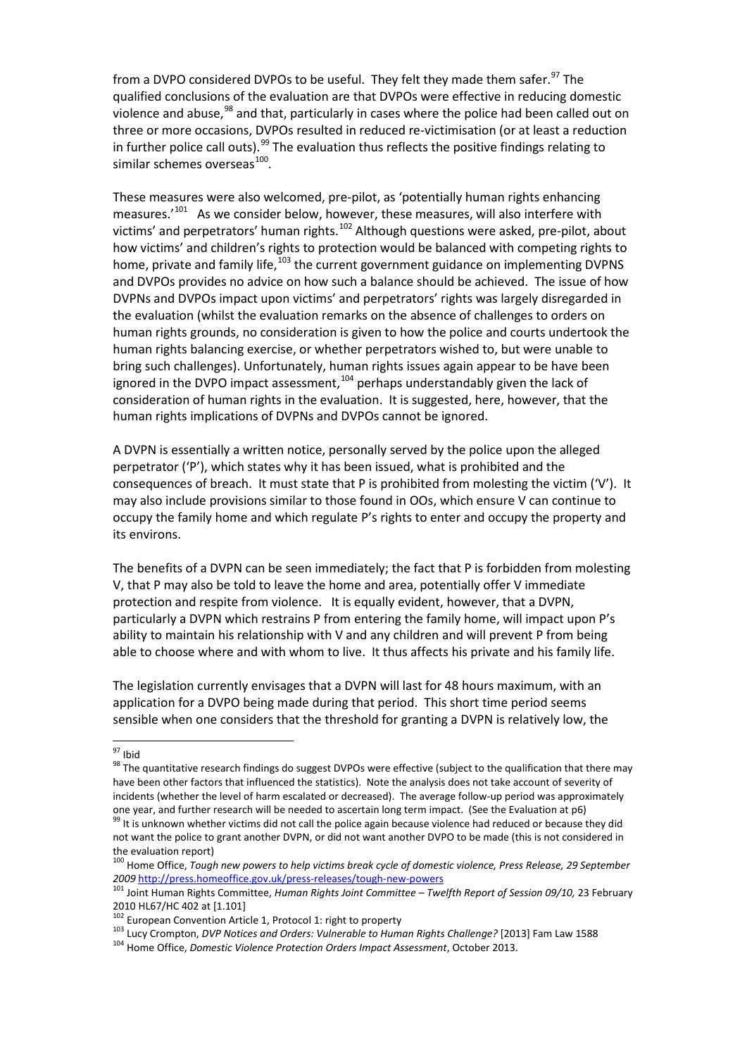from a DVPO considered DVPOs to be useful. They felt they made them safer.[97] The qualified conclusions of the evaluation are that DVPOs were effective in reducing domestic violence and abuse,[98] and that, particularly in cases where the police had been called out on three or more occasions, DVPOs resulted in reduced re-victimisation (or at least a reduction in further police call outs).[99] The evaluation thus reflects the positive findings relating to similar schemes overseas[100].

These measures were also welcomed, pre-pilot, as 'potentially human rights enhancing measures.'[101] As we consider below, however, these measures, will also interfere with victims' and perpetrators' human rights.[102] Although questions were asked, pre-pilot, about how victims' and children's rights to protection would be balanced with competing rights to home, private and family life,[103] the current government guidance on implementing DVPNS and DVPOs provides no advice on how such a balance should be achieved. The issue of how DVPNs and DVPOs impact upon victims' and perpetrators' rights was largely disregarded in the evaluation (whilst the evaluation remarks on the absence of challenges to orders on human rights grounds, no consideration is given to how the police and courts undertook the human rights balancing exercise, or whether perpetrators wished to, but were unable to bring such challenges). Unfortunately, human rights issues again appear to be have been ignored in the DVPO impact assessment,[104] perhaps understandably given the lack of consideration of human rights in the evaluation. It is suggested, here, however, that the human rights implications of DVPNs and DVPOs cannot be ignored.

A DVPN is essentially a written notice, personally served by the police upon the alleged perpetrator ('P'), which states why it has been issued, what is prohibited and the consequences of breach. It must state that P is prohibited from molesting the victim ('V'). It may also include provisions similar to those found in OOs, which ensure V can continue to occupy the family home and which regulate P's rights to enter and occupy the property and its environs.

The benefits of a DVPN can be seen immediately; the fact that P is forbidden from molesting V, that P may also be told to leave the home and area, potentially offer V immediate protection and respite from violence. It is equally evident, however, that a DVPN, particularly a DVPN which restrains P from entering the family home, will impact upon P's ability to maintain his relationship with V and any children and will prevent P from being able to choose where and with whom to live. It thus affects his private and his family life.

The legislation currently envisages that a DVPN will last for 48 hours maximum, with an application for a DVPO being made during that period. This short time period seems sensible when one considers that the threshold for granting a DVPN is relatively low, the

---

[97] Ibid

[98] The quantitative research findings do suggest DVPOs were effective (subject to the qualification that there may have been other factors that influenced the statistics). Note the analysis does not take account of severity of incidents (whether the level of harm escalated or decreased). The average follow-up period was approximately one year, and further research will be needed to ascertain long term impact. (See the Evaluation at p6)

[99] It is unknown whether victims did not call the police again because violence had reduced or because they did not want the police to grant another DVPN, or did not want another DVPO to be made (this is not considered in the evaluation report)

[100] Home Office, *Tough new powers to help victims break cycle of domestic violence, Press Release, 29 September 2009* http://press.homeoffice.gov.uk/press-releases/tough-new-powers

[101] Joint Human Rights Committee, *Human Rights Joint Committee – Twelfth Report of Session 09/10,* 23 February 2010 HL67/HC 402 at [1.101]

[102] European Convention Article 1, Protocol 1: right to property

[103] Lucy Crompton, *DVP Notices and Orders: Vulnerable to Human Rights Challenge?* [2013] Fam Law 1588

[104] Home Office, *Domestic Violence Protection Orders Impact Assessment*, October 2013.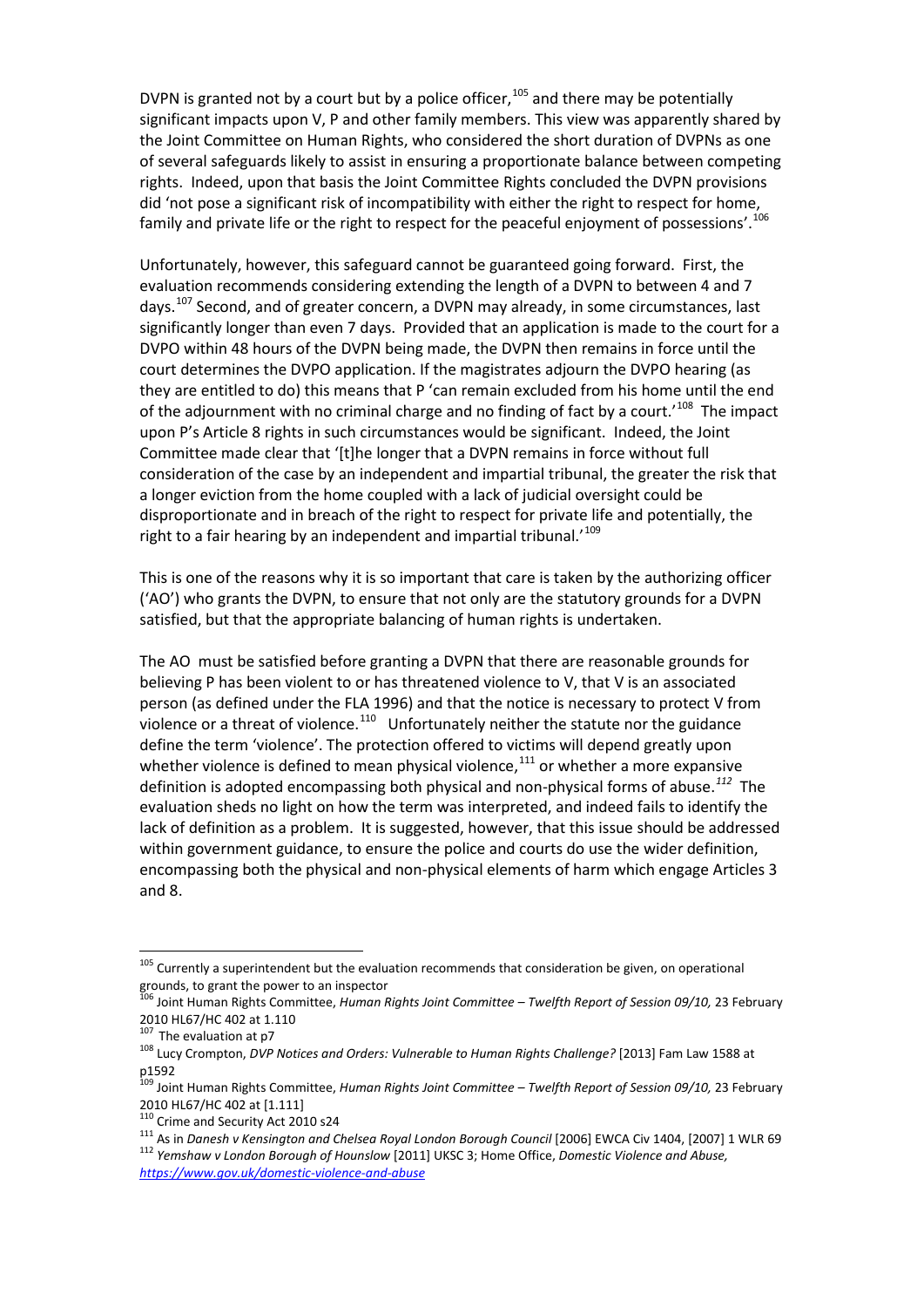DVPN is granted not by a court but by a police officer,[105] and there may be potentially significant impacts upon V, P and other family members. This view was apparently shared by the Joint Committee on Human Rights, who considered the short duration of DVPNs as one of several safeguards likely to assist in ensuring a proportionate balance between competing rights. Indeed, upon that basis the Joint Committee Rights concluded the DVPN provisions did 'not pose a significant risk of incompatibility with either the right to respect for home, family and private life or the right to respect for the peaceful enjoyment of possessions'.[106]

Unfortunately, however, this safeguard cannot be guaranteed going forward. First, the evaluation recommends considering extending the length of a DVPN to between 4 and 7 days.[107] Second, and of greater concern, a DVPN may already, in some circumstances, last significantly longer than even 7 days. Provided that an application is made to the court for a DVPO within 48 hours of the DVPN being made, the DVPN then remains in force until the court determines the DVPO application. If the magistrates adjourn the DVPO hearing (as they are entitled to do) this means that P 'can remain excluded from his home until the end of the adjournment with no criminal charge and no finding of fact by a court.'[108] The impact upon P's Article 8 rights in such circumstances would be significant. Indeed, the Joint Committee made clear that '[t]he longer that a DVPN remains in force without full consideration of the case by an independent and impartial tribunal, the greater the risk that a longer eviction from the home coupled with a lack of judicial oversight could be disproportionate and in breach of the right to respect for private life and potentially, the right to a fair hearing by an independent and impartial tribunal.'[109]

This is one of the reasons why it is so important that care is taken by the authorizing officer ('AO') who grants the DVPN, to ensure that not only are the statutory grounds for a DVPN satisfied, but that the appropriate balancing of human rights is undertaken.

The AO must be satisfied before granting a DVPN that there are reasonable grounds for believing P has been violent to or has threatened violence to V, that V is an associated person (as defined under the FLA 1996) and that the notice is necessary to protect V from violence or a threat of violence.[110] Unfortunately neither the statute nor the guidance define the term 'violence'. The protection offered to victims will depend greatly upon whether violence is defined to mean physical violence,[111] or whether a more expansive definition is adopted encompassing both physical and non-physical forms of abuse.[112] The evaluation sheds no light on how the term was interpreted, and indeed fails to identify the lack of definition as a problem. It is suggested, however, that this issue should be addressed within government guidance, to ensure the police and courts do use the wider definition, encompassing both the physical and non-physical elements of harm which engage Articles 3 and 8.

---

[105] Currently a superintendent but the evaluation recommends that consideration be given, on operational grounds, to grant the power to an inspector

[106] Joint Human Rights Committee, *Human Rights Joint Committee – Twelfth Report of Session 09/10,* 23 February 2010 HL67/HC 402 at 1.110

[107] The evaluation at p7

[108] Lucy Crompton, *DVP Notices and Orders: Vulnerable to Human Rights Challenge?* [2013] Fam Law 1588 at p1592

[109] Joint Human Rights Committee, *Human Rights Joint Committee – Twelfth Report of Session 09/10,* 23 February 2010 HL67/HC 402 at [1.111]

[110] Crime and Security Act 2010 s24

[111] As in *Danesh v Kensington and Chelsea Royal London Borough Council* [2006] EWCA Civ 1404, [2007] 1 WLR 69

[112] *Yemshaw v London Borough of Hounslow* [2011] UKSC 3; Home Office, *Domestic Violence and Abuse,* https://www.gov.uk/domestic-violence-and-abuse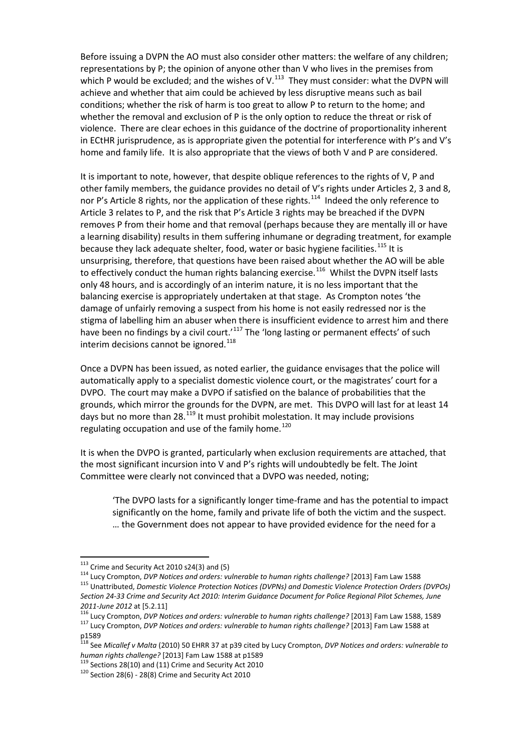Before issuing a DVPN the AO must also consider other matters: the welfare of any children; representations by P; the opinion of anyone other than V who lives in the premises from which P would be excluded; and the wishes of V.[113] They must consider: what the DVPN will achieve and whether that aim could be achieved by less disruptive means such as bail conditions; whether the risk of harm is too great to allow P to return to the home; and whether the removal and exclusion of P is the only option to reduce the threat or risk of violence. There are clear echoes in this guidance of the doctrine of proportionality inherent in ECtHR jurisprudence, as is appropriate given the potential for interference with P's and V's home and family life. It is also appropriate that the views of both V and P are considered.

It is important to note, however, that despite oblique references to the rights of V, P and other family members, the guidance provides no detail of V's rights under Articles 2, 3 and 8, nor P's Article 8 rights, nor the application of these rights.[114] Indeed the only reference to Article 3 relates to P, and the risk that P's Article 3 rights may be breached if the DVPN removes P from their home and that removal (perhaps because they are mentally ill or have a learning disability) results in them suffering inhumane or degrading treatment, for example because they lack adequate shelter, food, water or basic hygiene facilities.[115] It is unsurprising, therefore, that questions have been raised about whether the AO will be able to effectively conduct the human rights balancing exercise.[116] Whilst the DVPN itself lasts only 48 hours, and is accordingly of an interim nature, it is no less important that the balancing exercise is appropriately undertaken at that stage. As Crompton notes 'the damage of unfairly removing a suspect from his home is not easily redressed nor is the stigma of labelling him an abuser when there is insufficient evidence to arrest him and there have been no findings by a civil court.'[117] The 'long lasting or permanent effects' of such interim decisions cannot be ignored.[118]

Once a DVPN has been issued, as noted earlier, the guidance envisages that the police will automatically apply to a specialist domestic violence court, or the magistrates' court for a DVPO. The court may make a DVPO if satisfied on the balance of probabilities that the grounds, which mirror the grounds for the DVPN, are met. This DVPO will last for at least 14 days but no more than 28.[119] It must prohibit molestation. It may include provisions regulating occupation and use of the family home.[120]

It is when the DVPO is granted, particularly when exclusion requirements are attached, that the most significant incursion into V and P's rights will undoubtedly be felt. The Joint Committee were clearly not convinced that a DVPO was needed, noting;

> 'The DVPO lasts for a significantly longer time-frame and has the potential to impact significantly on the home, family and private life of both the victim and the suspect. … the Government does not appear to have provided evidence for the need for a

---

[113] Crime and Security Act 2010 s24(3) and (5)

[114] Lucy Crompton, *DVP Notices and orders: vulnerable to human rights challenge?* [2013] Fam Law 1588

[115] Unattributed, *Domestic Violence Protection Notices (DVPNs) and Domestic Violence Protection Orders (DVPOs) Section 24-33 Crime and Security Act 2010: Interim Guidance Document for Police Regional Pilot Schemes, June 2011-June 2012* at [5.2.11]

[116] Lucy Crompton, *DVP Notices and orders: vulnerable to human rights challenge?* [2013] Fam Law 1588, 1589

[117] Lucy Crompton, *DVP Notices and orders: vulnerable to human rights challenge?* [2013] Fam Law 1588 at p1589

[118] See *Micallef v Malta* (2010) 50 EHRR 37 at p39 cited by Lucy Crompton, *DVP Notices and orders: vulnerable to human rights challenge?* [2013] Fam Law 1588 at p1589

[119] Sections 28(10) and (11) Crime and Security Act 2010

[120] Section 28(6) - 28(8) Crime and Security Act 2010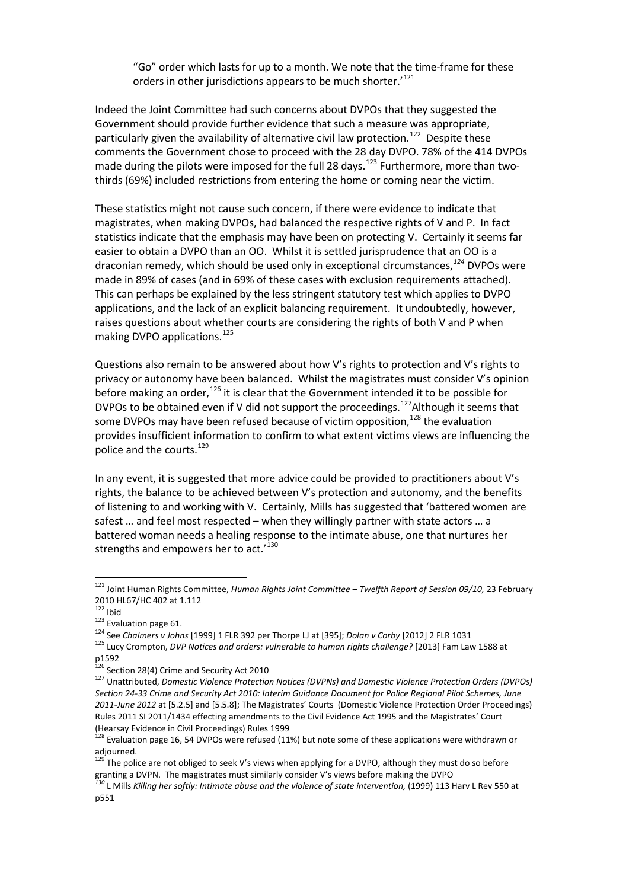"Go" order which lasts for up to a month. We note that the time-frame for these orders in other jurisdictions appears to be much shorter.'[121]

Indeed the Joint Committee had such concerns about DVPOs that they suggested the Government should provide further evidence that such a measure was appropriate, particularly given the availability of alternative civil law protection.[122] Despite these comments the Government chose to proceed with the 28 day DVPO. 78% of the 414 DVPOs made during the pilots were imposed for the full 28 days.[123] Furthermore, more than two-thirds (69%) included restrictions from entering the home or coming near the victim.

These statistics might not cause such concern, if there were evidence to indicate that magistrates, when making DVPOs, had balanced the respective rights of V and P. In fact statistics indicate that the emphasis may have been on protecting V. Certainly it seems far easier to obtain a DVPO than an OO. Whilst it is settled jurisprudence that an OO is a draconian remedy, which should be used only in exceptional circumstances,[124] DVPOs were made in 89% of cases (and in 69% of these cases with exclusion requirements attached). This can perhaps be explained by the less stringent statutory test which applies to DVPO applications, and the lack of an explicit balancing requirement. It undoubtedly, however, raises questions about whether courts are considering the rights of both V and P when making DVPO applications.[125]

Questions also remain to be answered about how V's rights to protection and V's rights to privacy or autonomy have been balanced. Whilst the magistrates must consider V's opinion before making an order,[126] it is clear that the Government intended it to be possible for DVPOs to be obtained even if V did not support the proceedings.[127] Although it seems that some DVPOs may have been refused because of victim opposition,[128] the evaluation provides insufficient information to confirm to what extent victims views are influencing the police and the courts.[129]

In any event, it is suggested that more advice could be provided to practitioners about V's rights, the balance to be achieved between V's protection and autonomy, and the benefits of listening to and working with V. Certainly, Mills has suggested that 'battered women are safest … and feel most respected – when they willingly partner with state actors … a battered woman needs a healing response to the intimate abuse, one that nurtures her strengths and empowers her to act.'[130]

---

[121] Joint Human Rights Committee, *Human Rights Joint Committee – Twelfth Report of Session 09/10,* 23 February 2010 HL67/HC 402 at 1.112

[122] Ibid

[123] Evaluation page 61.

[124] See *Chalmers v Johns* [1999] 1 FLR 392 per Thorpe LJ at [395]; *Dolan v Corby* [2012] 2 FLR 1031

[125] Lucy Crompton, *DVP Notices and orders: vulnerable to human rights challenge?* [2013] Fam Law 1588 at p1592

[126] Section 28(4) Crime and Security Act 2010

[127] Unattributed, *Domestic Violence Protection Notices (DVPNs) and Domestic Violence Protection Orders (DVPOs) Section 24-33 Crime and Security Act 2010: Interim Guidance Document for Police Regional Pilot Schemes, June 2011-June 2012* at [5.2.5] and [5.5.8]; The Magistrates' Courts (Domestic Violence Protection Order Proceedings) Rules 2011 SI 2011/1434 effecting amendments to the Civil Evidence Act 1995 and the Magistrates' Court (Hearsay Evidence in Civil Proceedings) Rules 1999

[128] Evaluation page 16, 54 DVPOs were refused (11%) but note some of these applications were withdrawn or adjourned.

[129] The police are not obliged to seek V's views when applying for a DVPO, although they must do so before granting a DVPN. The magistrates must similarly consider V's views before making the DVPO

[130] L Mills *Killing her softly: Intimate abuse and the violence of state intervention,* (1999) 113 Harv L Rev 550 at p551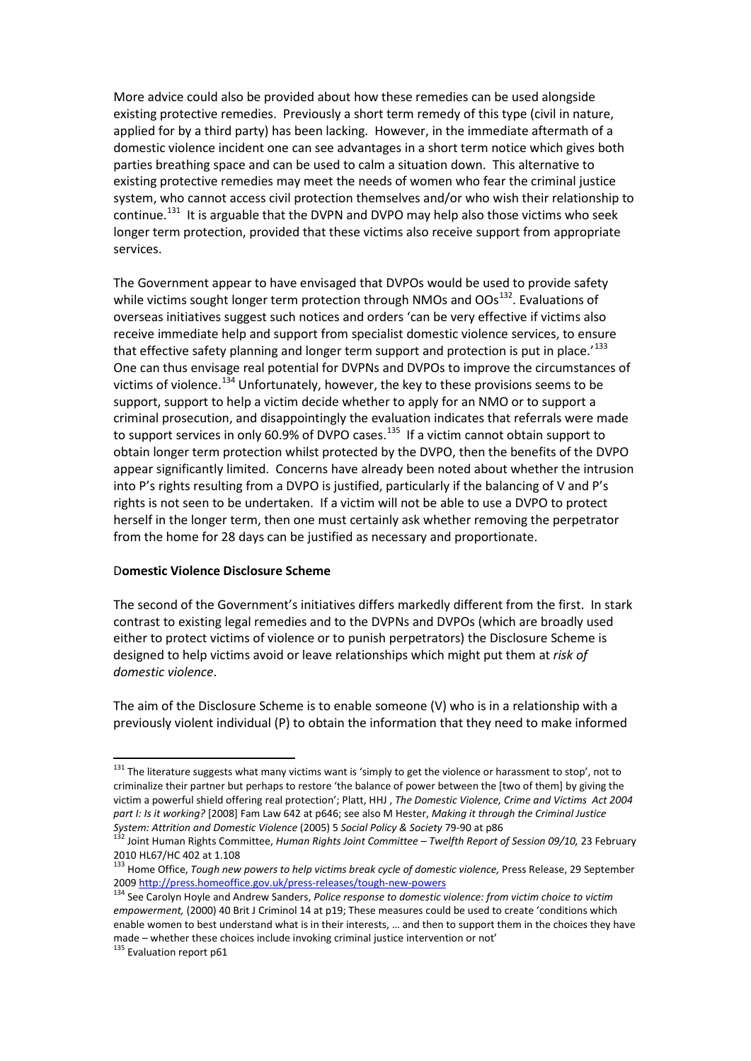More advice could also be provided about how these remedies can be used alongside existing protective remedies. Previously a short term remedy of this type (civil in nature, applied for by a third party) has been lacking. However, in the immediate aftermath of a domestic violence incident one can see advantages in a short term notice which gives both parties breathing space and can be used to calm a situation down. This alternative to existing protective remedies may meet the needs of women who fear the criminal justice system, who cannot access civil protection themselves and/or who wish their relationship to continue.[131] It is arguable that the DVPN and DVPO may help also those victims who seek longer term protection, provided that these victims also receive support from appropriate services.

The Government appear to have envisaged that DVPOs would be used to provide safety while victims sought longer term protection through NMOs and OOs[132]. Evaluations of overseas initiatives suggest such notices and orders 'can be very effective if victims also receive immediate help and support from specialist domestic violence services, to ensure that effective safety planning and longer term support and protection is put in place.'[133] One can thus envisage real potential for DVPNs and DVPOs to improve the circumstances of victims of violence.[134] Unfortunately, however, the key to these provisions seems to be support, support to help a victim decide whether to apply for an NMO or to support a criminal prosecution, and disappointingly the evaluation indicates that referrals were made to support services in only 60.9% of DVPO cases.[135] If a victim cannot obtain support to obtain longer term protection whilst protected by the DVPO, then the benefits of the DVPO appear significantly limited. Concerns have already been noted about whether the intrusion into P's rights resulting from a DVPO is justified, particularly if the balancing of V and P's rights is not seen to be undertaken. If a victim will not be able to use a DVPO to protect herself in the longer term, then one must certainly ask whether removing the perpetrator from the home for 28 days can be justified as necessary and proportionate.

**Domestic Violence Disclosure Scheme**

The second of the Government's initiatives differs markedly different from the first. In stark contrast to existing legal remedies and to the DVPNs and DVPOs (which are broadly used either to protect victims of violence or to punish perpetrators) the Disclosure Scheme is designed to help victims avoid or leave relationships which might put them at *risk of domestic violence*.

The aim of the Disclosure Scheme is to enable someone (V) who is in a relationship with a previously violent individual (P) to obtain the information that they need to make informed

---

[131] The literature suggests what many victims want is 'simply to get the violence or harassment to stop', not to criminalize their partner but perhaps to restore 'the balance of power between the [two of them] by giving the victim a powerful shield offering real protection'; Platt, HHJ , *The Domestic Violence, Crime and Victims Act 2004 part I: Is it working?* [2008] Fam Law 642 at p646; see also M Hester, *Making it through the Criminal Justice System: Attrition and Domestic Violence* (2005) 5 *Social Policy & Society* 79-90 at p86

[132] Joint Human Rights Committee, *Human Rights Joint Committee – Twelfth Report of Session 09/10,* 23 February 2010 HL67/HC 402 at 1.108

[133] Home Office, *Tough new powers to help victims break cycle of domestic violence,* Press Release, 29 September 2009 http://press.homeoffice.gov.uk/press-releases/tough-new-powers

[134] See Carolyn Hoyle and Andrew Sanders, *Police response to domestic violence: from victim choice to victim empowerment,* (2000) 40 Brit J Criminol 14 at p19; These measures could be used to create 'conditions which enable women to best understand what is in their interests, … and then to support them in the choices they have made – whether these choices include invoking criminal justice intervention or not'

[135] Evaluation report p61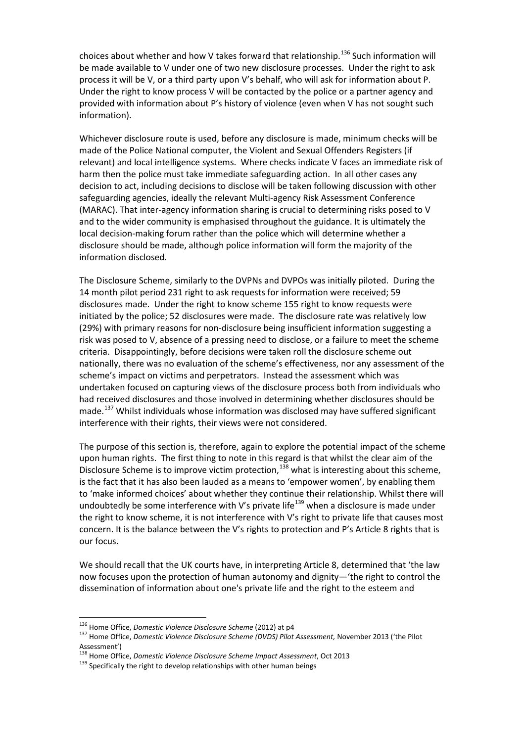choices about whether and how V takes forward that relationship.[136] Such information will be made available to V under one of two new disclosure processes. Under the right to ask process it will be V, or a third party upon V's behalf, who will ask for information about P. Under the right to know process V will be contacted by the police or a partner agency and provided with information about P's history of violence (even when V has not sought such information).

Whichever disclosure route is used, before any disclosure is made, minimum checks will be made of the Police National computer, the Violent and Sexual Offenders Registers (if relevant) and local intelligence systems. Where checks indicate V faces an immediate risk of harm then the police must take immediate safeguarding action. In all other cases any decision to act, including decisions to disclose will be taken following discussion with other safeguarding agencies, ideally the relevant Multi-agency Risk Assessment Conference (MARAC). That inter-agency information sharing is crucial to determining risks posed to V and to the wider community is emphasised throughout the guidance. It is ultimately the local decision-making forum rather than the police which will determine whether a disclosure should be made, although police information will form the majority of the information disclosed.

The Disclosure Scheme, similarly to the DVPNs and DVPOs was initially piloted. During the 14 month pilot period 231 right to ask requests for information were received; 59 disclosures made. Under the right to know scheme 155 right to know requests were initiated by the police; 52 disclosures were made. The disclosure rate was relatively low (29%) with primary reasons for non-disclosure being insufficient information suggesting a risk was posed to V, absence of a pressing need to disclose, or a failure to meet the scheme criteria. Disappointingly, before decisions were taken roll the disclosure scheme out nationally, there was no evaluation of the scheme's effectiveness, nor any assessment of the scheme's impact on victims and perpetrators. Instead the assessment which was undertaken focused on capturing views of the disclosure process both from individuals who had received disclosures and those involved in determining whether disclosures should be made.[137] Whilst individuals whose information was disclosed may have suffered significant interference with their rights, their views were not considered.

The purpose of this section is, therefore, again to explore the potential impact of the scheme upon human rights. The first thing to note in this regard is that whilst the clear aim of the Disclosure Scheme is to improve victim protection,[138] what is interesting about this scheme, is the fact that it has also been lauded as a means to 'empower women', by enabling them to 'make informed choices' about whether they continue their relationship. Whilst there will undoubtedly be some interference with V's private life[139] when a disclosure is made under the right to know scheme, it is not interference with V's right to private life that causes most concern. It is the balance between the V's rights to protection and P's Article 8 rights that is our focus.

We should recall that the UK courts have, in interpreting Article 8, determined that 'the law now focuses upon the protection of human autonomy and dignity—'the right to control the dissemination of information about one's private life and the right to the esteem and

---

[136] Home Office, *Domestic Violence Disclosure Scheme* (2012) at p4

[137] Home Office, *Domestic Violence Disclosure Scheme (DVDS) Pilot Assessment,* November 2013 ('the Pilot Assessment')

[138] Home Office, *Domestic Violence Disclosure Scheme Impact Assessment*, Oct 2013

[139] Specifically the right to develop relationships with other human beings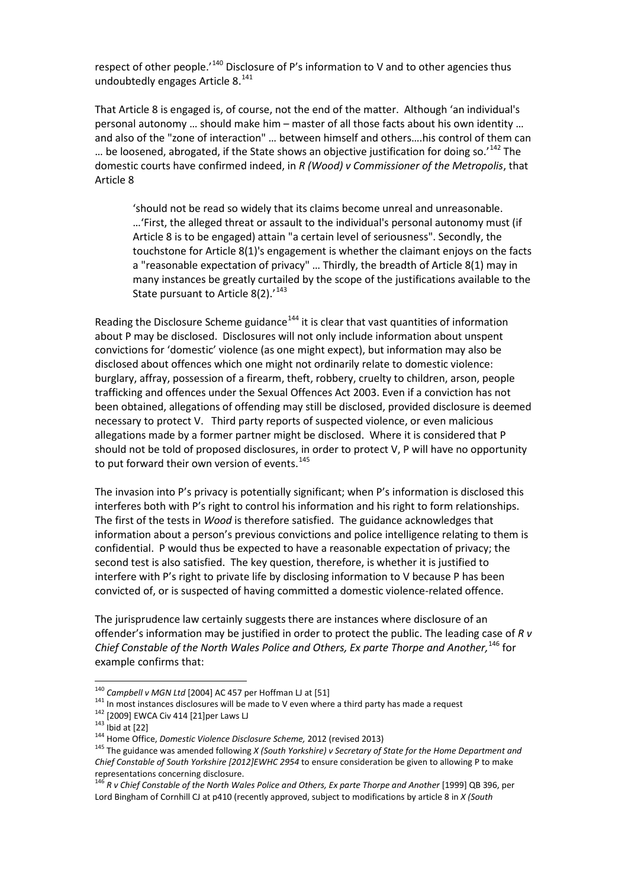respect of other people.'[140] Disclosure of P's information to V and to other agencies thus undoubtedly engages Article 8.[141]

That Article 8 is engaged is, of course, not the end of the matter. Although 'an individual's personal autonomy … should make him – master of all those facts about his own identity … and also of the "zone of interaction" … between himself and others….his control of them can … be loosened, abrogated, if the State shows an objective justification for doing so.'[142] The domestic courts have confirmed indeed, in *R (Wood) v Commissioner of the Metropolis*, that Article 8

> 'should not be read so widely that its claims become unreal and unreasonable. …'First, the alleged threat or assault to the individual's personal autonomy must (if Article 8 is to be engaged) attain "a certain level of seriousness". Secondly, the touchstone for Article 8(1)'s engagement is whether the claimant enjoys on the facts a "reasonable expectation of privacy" … Thirdly, the breadth of Article 8(1) may in many instances be greatly curtailed by the scope of the justifications available to the State pursuant to Article 8(2).'[143]

Reading the Disclosure Scheme guidance[144] it is clear that vast quantities of information about P may be disclosed. Disclosures will not only include information about unspent convictions for 'domestic' violence (as one might expect), but information may also be disclosed about offences which one might not ordinarily relate to domestic violence: burglary, affray, possession of a firearm, theft, robbery, cruelty to children, arson, people trafficking and offences under the Sexual Offences Act 2003. Even if a conviction has not been obtained, allegations of offending may still be disclosed, provided disclosure is deemed necessary to protect V. Third party reports of suspected violence, or even malicious allegations made by a former partner might be disclosed. Where it is considered that P should not be told of proposed disclosures, in order to protect V, P will have no opportunity to put forward their own version of events.[145]

The invasion into P's privacy is potentially significant; when P's information is disclosed this interferes both with P's right to control his information and his right to form relationships. The first of the tests in *Wood* is therefore satisfied. The guidance acknowledges that information about a person's previous convictions and police intelligence relating to them is confidential. P would thus be expected to have a reasonable expectation of privacy; the second test is also satisfied. The key question, therefore, is whether it is justified to interfere with P's right to private life by disclosing information to V because P has been convicted of, or is suspected of having committed a domestic violence-related offence.

The jurisprudence law certainly suggests there are instances where disclosure of an offender's information may be justified in order to protect the public. The leading case of *R v Chief Constable of the North Wales Police and Others, Ex parte Thorpe and Another,*[146] for example confirms that:

---

[140] *Campbell v MGN Ltd* [2004] AC 457 per Hoffman LJ at [51]

[141] In most instances disclosures will be made to V even where a third party has made a request

[142] [2009] EWCA Civ 414 [21]per Laws LJ

[143] Ibid at [22]

[144] Home Office, *Domestic Violence Disclosure Scheme,* 2012 (revised 2013)

[145] The guidance was amended following *X (South Yorkshire) v Secretary of State for the Home Department and Chief Constable of South Yorkshire [2012]EWHC 2954* to ensure consideration be given to allowing P to make representations concerning disclosure.

[146] *R v Chief Constable of the North Wales Police and Others, Ex parte Thorpe and Another* [1999] QB 396, per Lord Bingham of Cornhill CJ at p410 (recently approved, subject to modifications by article 8 in *X (South*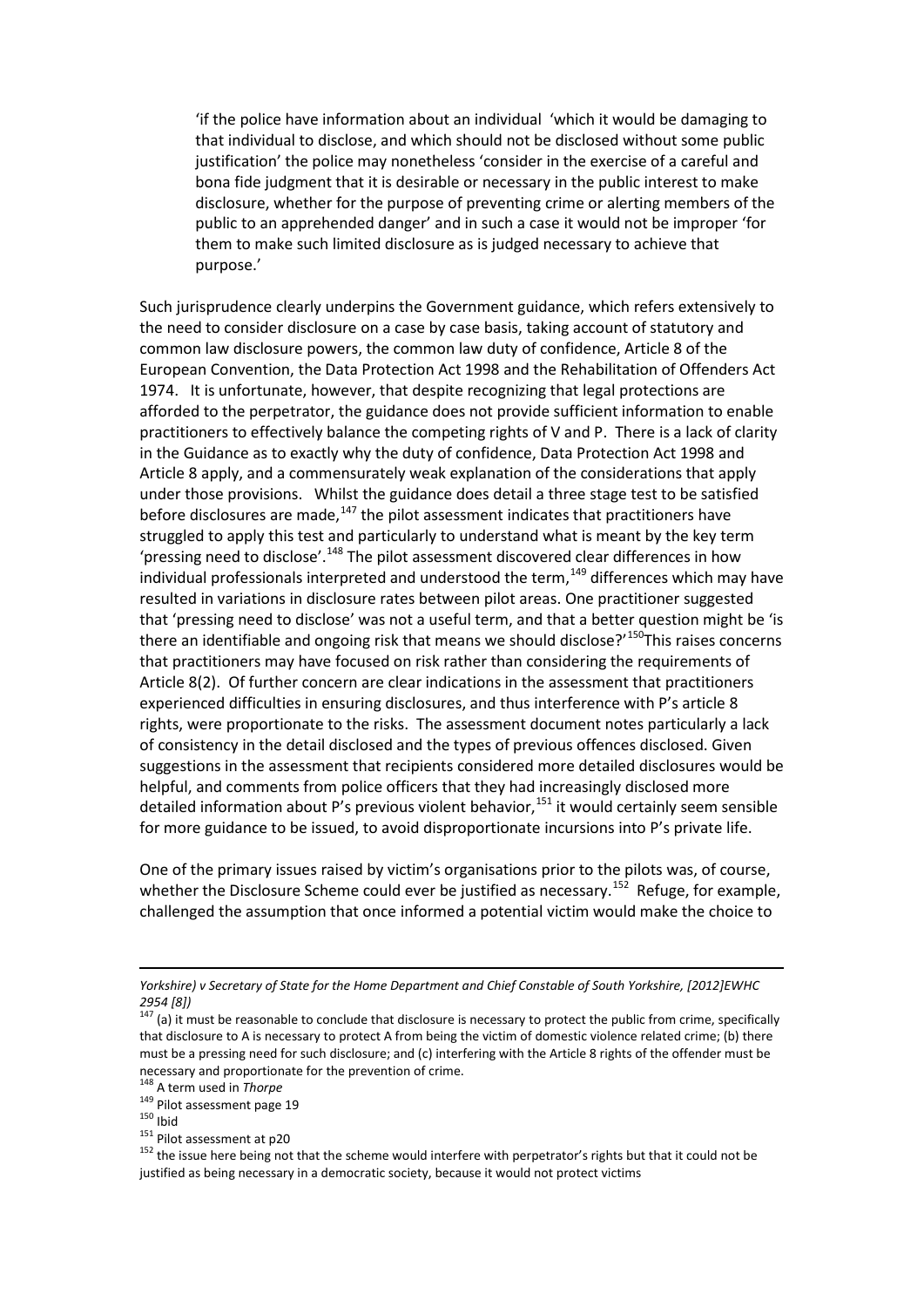> 'if the police have information about an individual 'which it would be damaging to that individual to disclose, and which should not be disclosed without some public justification' the police may nonetheless 'consider in the exercise of a careful and bona fide judgment that it is desirable or necessary in the public interest to make disclosure, whether for the purpose of preventing crime or alerting members of the public to an apprehended danger' and in such a case it would not be improper 'for them to make such limited disclosure as is judged necessary to achieve that purpose.'

Such jurisprudence clearly underpins the Government guidance, which refers extensively to the need to consider disclosure on a case by case basis, taking account of statutory and common law disclosure powers, the common law duty of confidence, Article 8 of the European Convention, the Data Protection Act 1998 and the Rehabilitation of Offenders Act 1974. It is unfortunate, however, that despite recognizing that legal protections are afforded to the perpetrator, the guidance does not provide sufficient information to enable practitioners to effectively balance the competing rights of V and P. There is a lack of clarity in the Guidance as to exactly why the duty of confidence, Data Protection Act 1998 and Article 8 apply, and a commensurately weak explanation of the considerations that apply under those provisions. Whilst the guidance does detail a three stage test to be satisfied before disclosures are made,[147] the pilot assessment indicates that practitioners have struggled to apply this test and particularly to understand what is meant by the key term 'pressing need to disclose'.[148] The pilot assessment discovered clear differences in how individual professionals interpreted and understood the term,[149] differences which may have resulted in variations in disclosure rates between pilot areas. One practitioner suggested that 'pressing need to disclose' was not a useful term, and that a better question might be 'is there an identifiable and ongoing risk that means we should disclose?'[150]This raises concerns that practitioners may have focused on risk rather than considering the requirements of Article 8(2). Of further concern are clear indications in the assessment that practitioners experienced difficulties in ensuring disclosures, and thus interference with P's article 8 rights, were proportionate to the risks. The assessment document notes particularly a lack of consistency in the detail disclosed and the types of previous offences disclosed. Given suggestions in the assessment that recipients considered more detailed disclosures would be helpful, and comments from police officers that they had increasingly disclosed more detailed information about P's previous violent behavior,[151] it would certainly seem sensible for more guidance to be issued, to avoid disproportionate incursions into P's private life.

One of the primary issues raised by victim's organisations prior to the pilots was, of course, whether the Disclosure Scheme could ever be justified as necessary.[152] Refuge, for example, challenged the assumption that once informed a potential victim would make the choice to

---

*Yorkshire) v Secretary of State for the Home Department and Chief Constable of South Yorkshire, [2012]EWHC 2954 [8]*)

[147] (a) it must be reasonable to conclude that disclosure is necessary to protect the public from crime, specifically that disclosure to A is necessary to protect A from being the victim of domestic violence related crime; (b) there must be a pressing need for such disclosure; and (c) interfering with the Article 8 rights of the offender must be necessary and proportionate for the prevention of crime.

[148] A term used in *Thorpe*

[149] Pilot assessment page 19

[150] Ibid

[151] Pilot assessment at p20

[152] the issue here being not that the scheme would interfere with perpetrator's rights but that it could not be justified as being necessary in a democratic society, because it would not protect victims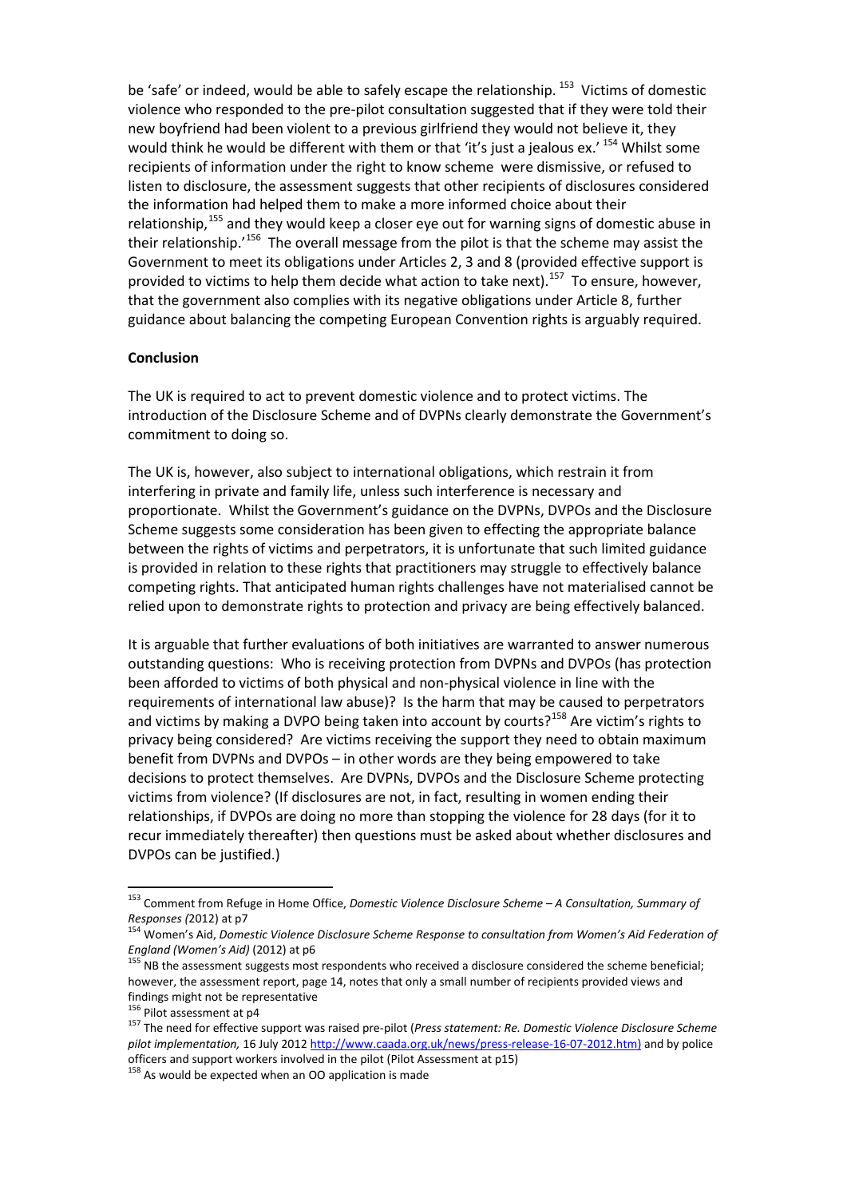be 'safe' or indeed, would be able to safely escape the relationship. [153] Victims of domestic violence who responded to the pre-pilot consultation suggested that if they were told their new boyfriend had been violent to a previous girlfriend they would not believe it, they would think he would be different with them or that 'it's just a jealous ex.' [154] Whilst some recipients of information under the right to know scheme were dismissive, or refused to listen to disclosure, the assessment suggests that other recipients of disclosures considered the information had helped them to make a more informed choice about their relationship, [155] and they would keep a closer eye out for warning signs of domestic abuse in their relationship.' [156] The overall message from the pilot is that the scheme may assist the Government to meet its obligations under Articles 2, 3 and 8 (provided effective support is provided to victims to help them decide what action to take next). [157] To ensure, however, that the government also complies with its negative obligations under Article 8, further guidance about balancing the competing European Convention rights is arguably required.

**Conclusion**

The UK is required to act to prevent domestic violence and to protect victims. The introduction of the Disclosure Scheme and of DVPNs clearly demonstrate the Government's commitment to doing so.

The UK is, however, also subject to international obligations, which restrain it from interfering in private and family life, unless such interference is necessary and proportionate. Whilst the Government's guidance on the DVPNs, DVPOs and the Disclosure Scheme suggests some consideration has been given to effecting the appropriate balance between the rights of victims and perpetrators, it is unfortunate that such limited guidance is provided in relation to these rights that practitioners may struggle to effectively balance competing rights. That anticipated human rights challenges have not materialised cannot be relied upon to demonstrate rights to protection and privacy are being effectively balanced.

It is arguable that further evaluations of both initiatives are warranted to answer numerous outstanding questions: Who is receiving protection from DVPNs and DVPOs (has protection been afforded to victims of both physical and non-physical violence in line with the requirements of international law abuse)? Is the harm that may be caused to perpetrators and victims by making a DVPO being taken into account by courts? [158] Are victim's rights to privacy being considered? Are victims receiving the support they need to obtain maximum benefit from DVPNs and DVPOs – in other words are they being empowered to take decisions to protect themselves. Are DVPNs, DVPOs and the Disclosure Scheme protecting victims from violence? (If disclosures are not, in fact, resulting in women ending their relationships, if DVPOs are doing no more than stopping the violence for 28 days (for it to recur immediately thereafter) then questions must be asked about whether disclosures and DVPOs can be justified.)

---

[153] Comment from Refuge in Home Office, *Domestic Violence Disclosure Scheme – A Consultation, Summary of Responses (*2012) at p7

[154] Women's Aid, *Domestic Violence Disclosure Scheme Response to consultation from Women's Aid Federation of England (Women's Aid)* (2012) at p6

[155] NB the assessment suggests most respondents who received a disclosure considered the scheme beneficial; however, the assessment report, page 14, notes that only a small number of recipients provided views and findings might not be representative

[156] Pilot assessment at p4

[157] The need for effective support was raised pre-pilot (*Press statement: Re. Domestic Violence Disclosure Scheme pilot implementation,* 16 July 2012 http://www.caada.org.uk/news/press-release-16-07-2012.htm) and by police officers and support workers involved in the pilot (Pilot Assessment at p15)

[158] As would be expected when an OO application is made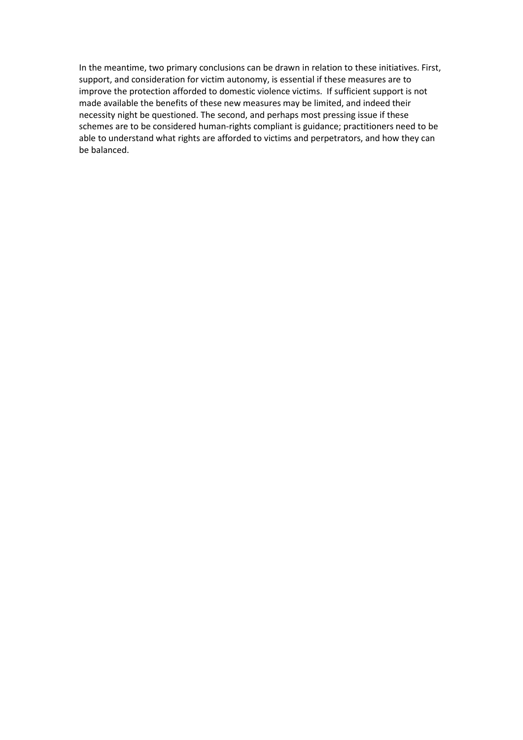In the meantime, two primary conclusions can be drawn in relation to these initiatives. First, support, and consideration for victim autonomy, is essential if these measures are to improve the protection afforded to domestic violence victims. If sufficient support is not made available the benefits of these new measures may be limited, and indeed their necessity night be questioned. The second, and perhaps most pressing issue if these schemes are to be considered human-rights compliant is guidance; practitioners need to be able to understand what rights are afforded to victims and perpetrators, and how they can be balanced.